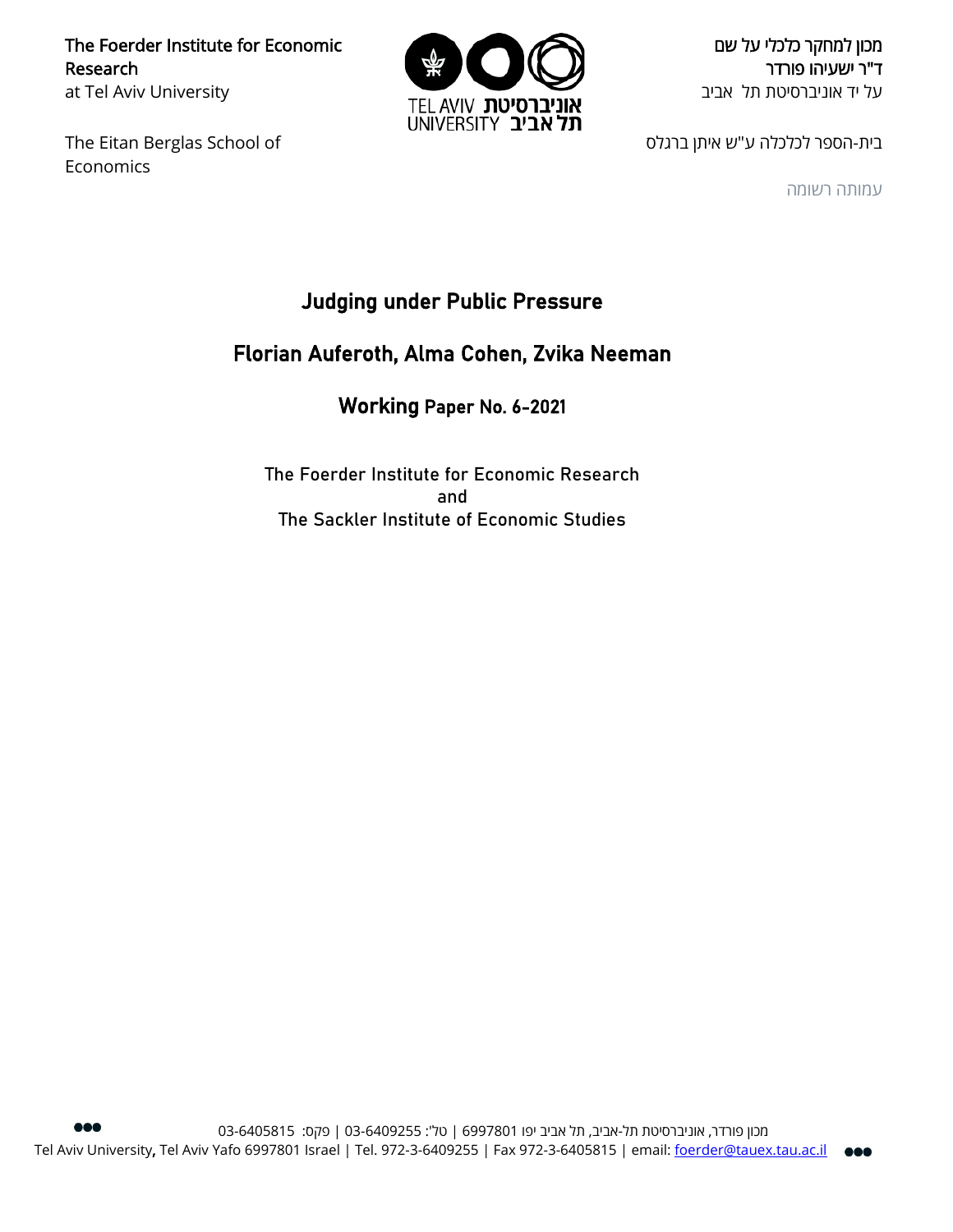The Foerder Institute for Economic Research
at Tel Aviv University

מכון למחקר כלכלי על שם
ד"ר ישעיהו פורדר
על יד אוניברסיטת תל אביב

The Eitan Berglas School of Economics

בית-הספר לכלכלה ע"ש איתן ברגלס

עמותה רשומה

# Judging under Public Pressure

## Florian Auferoth, Alma Cohen, Zvika Neeman

### Working Paper No. 6-2021

The Foerder Institute for Economic Research
and
The Sackler Institute of Economic Studies

מכון פורדר, אוניברסיטת תל-אביב, תל אביב יפו 6997801 | טל': 03-6409255 | פקס: 03-6405815
Tel Aviv University, Tel Aviv Yafo 6997801 Israel | Tel. 972-3-6409255 | Fax 972-3-6405815 | email: foerder@tauex.tau.ac.il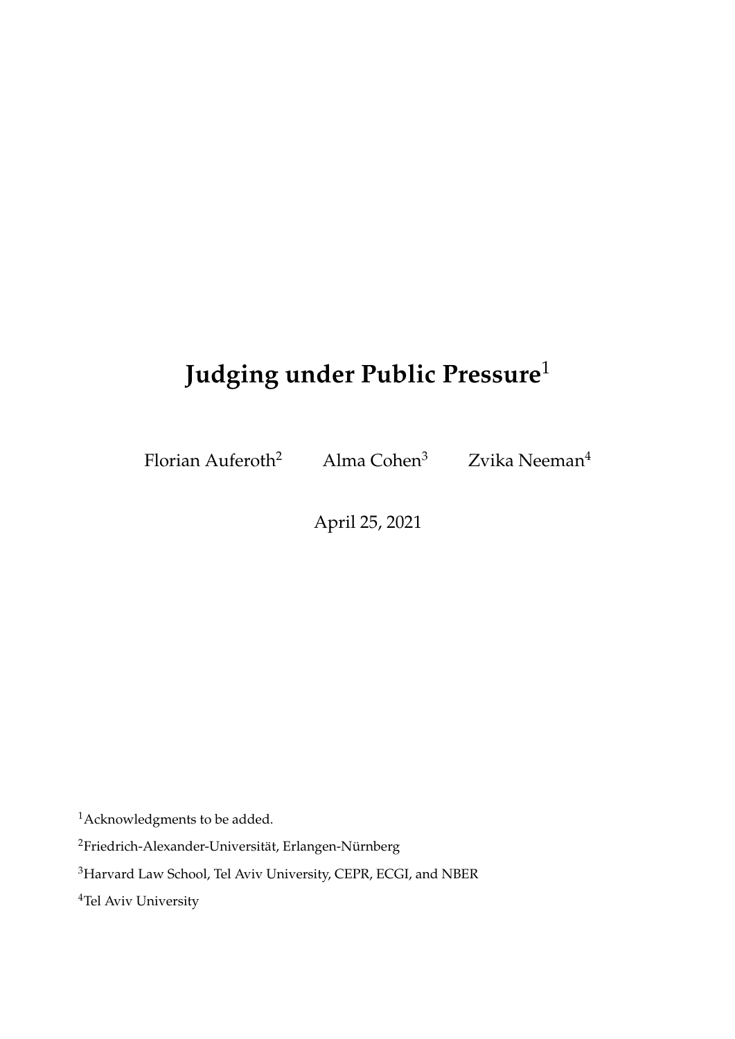# Judging under Public Pressure[1]

Florian Auferoth[2] Alma Cohen[3] Zvika Neeman[4]

April 25, 2021

[1]Acknowledgments to be added.

[2]Friedrich-Alexander-Universität, Erlangen-Nürnberg

[3]Harvard Law School, Tel Aviv University, CEPR, ECGI, and NBER

[4]Tel Aviv University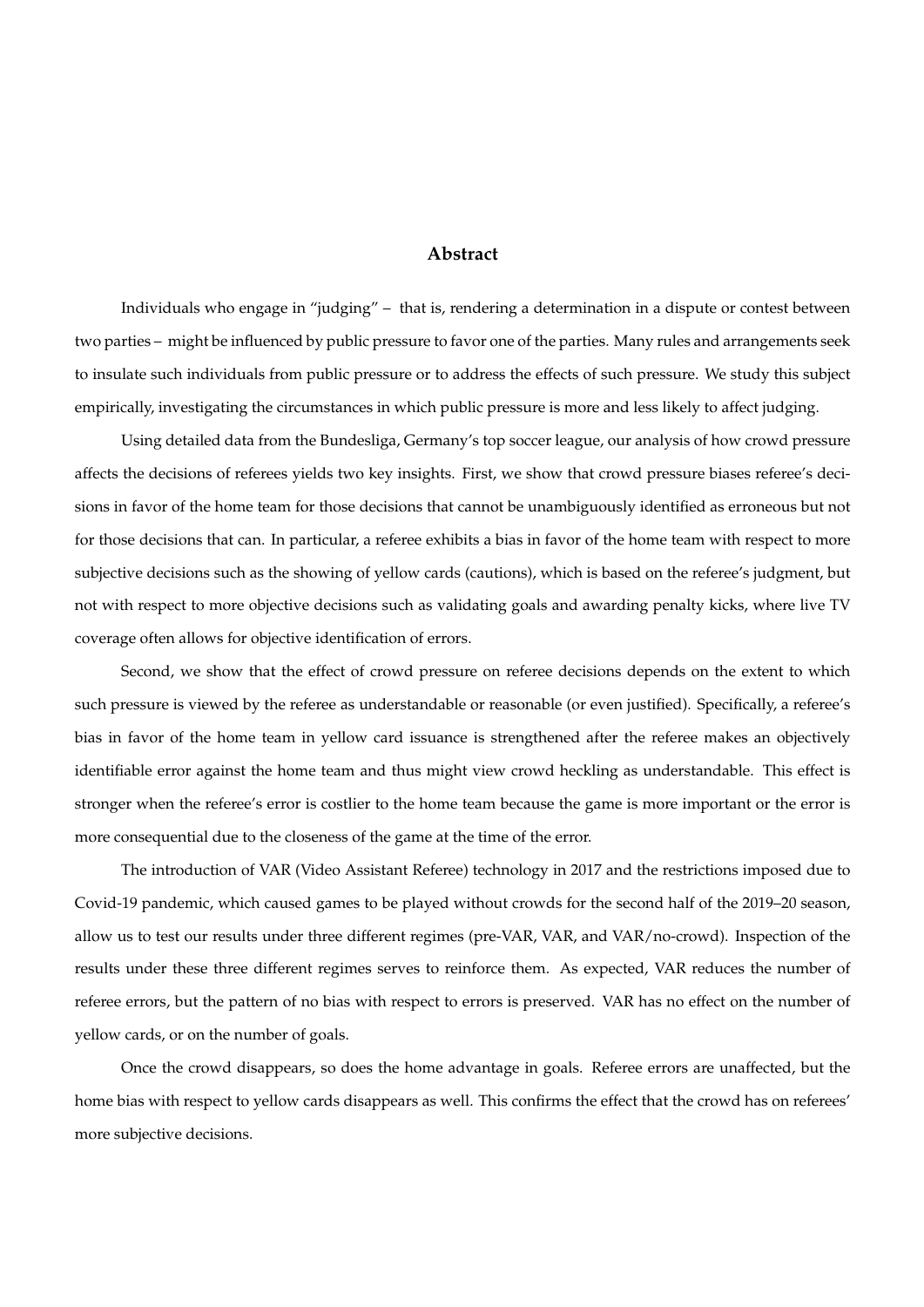## Abstract

Individuals who engage in "judging" – that is, rendering a determination in a dispute or contest between two parties – might be influenced by public pressure to favor one of the parties. Many rules and arrangements seek to insulate such individuals from public pressure or to address the effects of such pressure. We study this subject empirically, investigating the circumstances in which public pressure is more and less likely to affect judging.

Using detailed data from the Bundesliga, Germany's top soccer league, our analysis of how crowd pressure affects the decisions of referees yields two key insights. First, we show that crowd pressure biases referee's decisions in favor of the home team for those decisions that cannot be unambiguously identified as erroneous but not for those decisions that can. In particular, a referee exhibits a bias in favor of the home team with respect to more subjective decisions such as the showing of yellow cards (cautions), which is based on the referee's judgment, but not with respect to more objective decisions such as validating goals and awarding penalty kicks, where live TV coverage often allows for objective identification of errors.

Second, we show that the effect of crowd pressure on referee decisions depends on the extent to which such pressure is viewed by the referee as understandable or reasonable (or even justified). Specifically, a referee's bias in favor of the home team in yellow card issuance is strengthened after the referee makes an objectively identifiable error against the home team and thus might view crowd heckling as understandable. This effect is stronger when the referee's error is costlier to the home team because the game is more important or the error is more consequential due to the closeness of the game at the time of the error.

The introduction of VAR (Video Assistant Referee) technology in 2017 and the restrictions imposed due to Covid-19 pandemic, which caused games to be played without crowds for the second half of the 2019–20 season, allow us to test our results under three different regimes (pre-VAR, VAR, and VAR/no-crowd). Inspection of the results under these three different regimes serves to reinforce them. As expected, VAR reduces the number of referee errors, but the pattern of no bias with respect to errors is preserved. VAR has no effect on the number of yellow cards, or on the number of goals.

Once the crowd disappears, so does the home advantage in goals. Referee errors are unaffected, but the home bias with respect to yellow cards disappears as well. This confirms the effect that the crowd has on referees' more subjective decisions.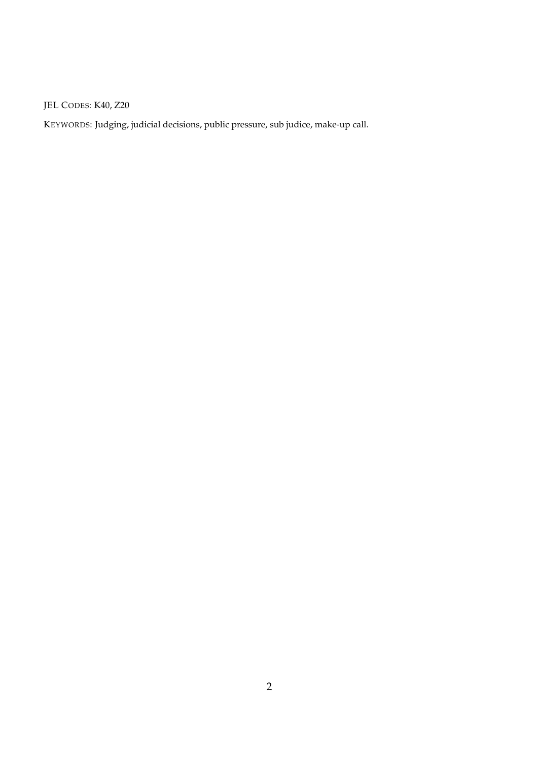JEL CODES: K40, Z20

KEYWORDS: Judging, judicial decisions, public pressure, sub judice, make-up call.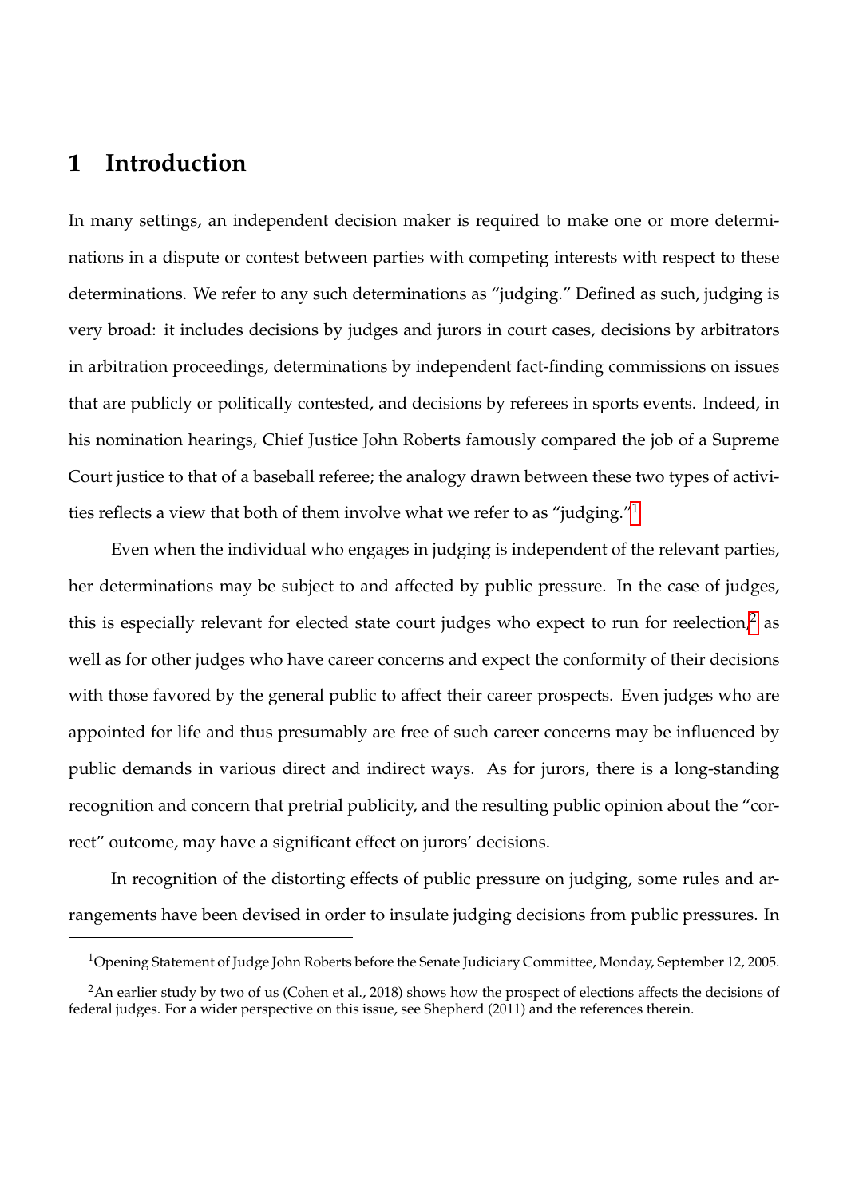# 1 Introduction

In many settings, an independent decision maker is required to make one or more determinations in a dispute or contest between parties with competing interests with respect to these determinations. We refer to any such determinations as "judging." Defined as such, judging is very broad: it includes decisions by judges and jurors in court cases, decisions by arbitrators in arbitration proceedings, determinations by independent fact-finding commissions on issues that are publicly or politically contested, and decisions by referees in sports events. Indeed, in his nomination hearings, Chief Justice John Roberts famously compared the job of a Supreme Court justice to that of a baseball referee; the analogy drawn between these two types of activities reflects a view that both of them involve what we refer to as "judging."[1]

Even when the individual who engages in judging is independent of the relevant parties, her determinations may be subject to and affected by public pressure. In the case of judges, this is especially relevant for elected state court judges who expect to run for reelection,[2] as well as for other judges who have career concerns and expect the conformity of their decisions with those favored by the general public to affect their career prospects. Even judges who are appointed for life and thus presumably are free of such career concerns may be influenced by public demands in various direct and indirect ways. As for jurors, there is a long-standing recognition and concern that pretrial publicity, and the resulting public opinion about the "correct" outcome, may have a significant effect on jurors' decisions.

In recognition of the distorting effects of public pressure on judging, some rules and arrangements have been devised in order to insulate judging decisions from public pressures. In

[1] Opening Statement of Judge John Roberts before the Senate Judiciary Committee, Monday, September 12, 2005.

[2] An earlier study by two of us (Cohen et al., 2018) shows how the prospect of elections affects the decisions of federal judges. For a wider perspective on this issue, see Shepherd (2011) and the references therein.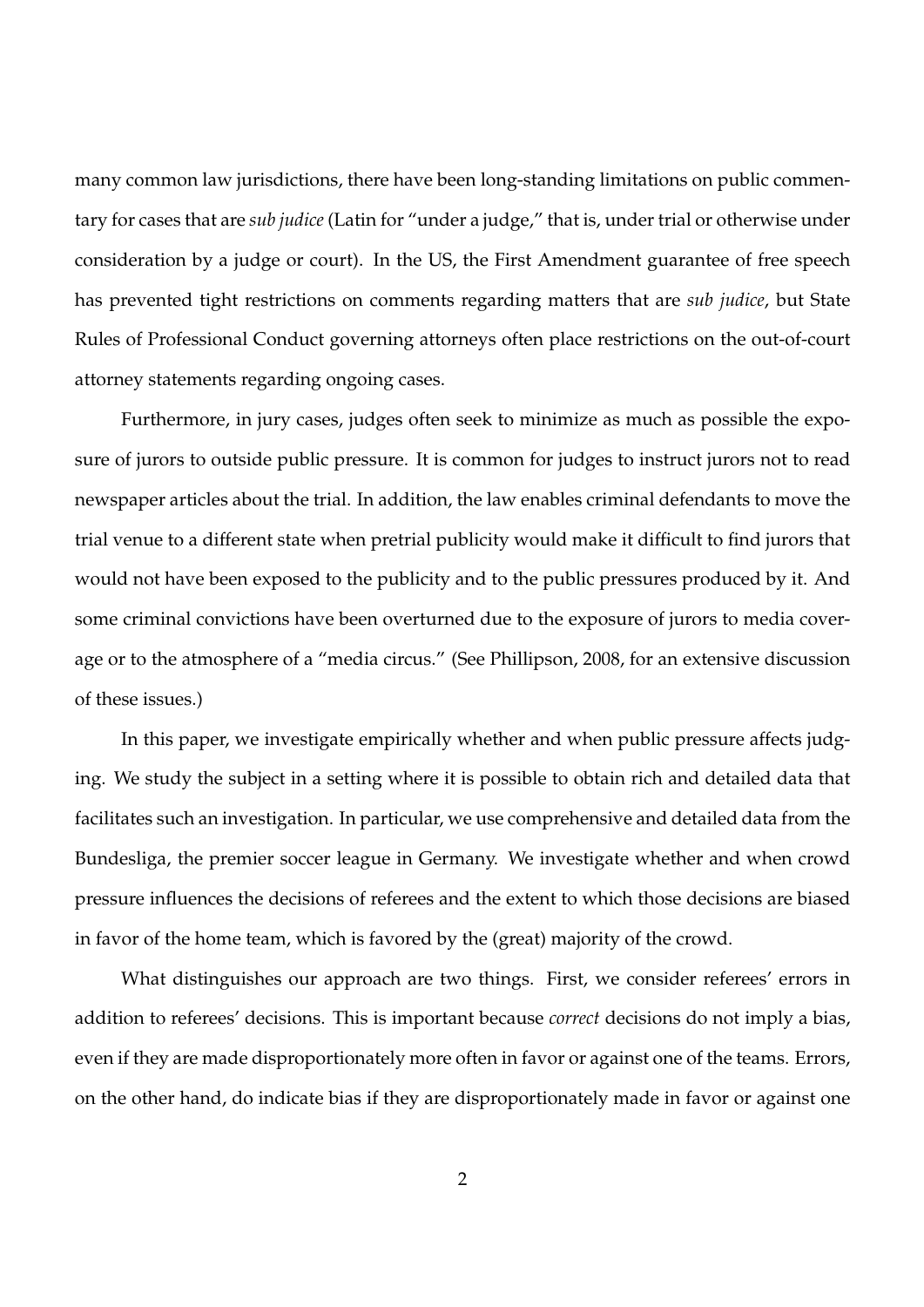many common law jurisdictions, there have been long-standing limitations on public commentary for cases that are *sub judice* (Latin for "under a judge," that is, under trial or otherwise under consideration by a judge or court). In the US, the First Amendment guarantee of free speech has prevented tight restrictions on comments regarding matters that are *sub judice*, but State Rules of Professional Conduct governing attorneys often place restrictions on the out-of-court attorney statements regarding ongoing cases.

Furthermore, in jury cases, judges often seek to minimize as much as possible the exposure of jurors to outside public pressure. It is common for judges to instruct jurors not to read newspaper articles about the trial. In addition, the law enables criminal defendants to move the trial venue to a different state when pretrial publicity would make it difficult to find jurors that would not have been exposed to the publicity and to the public pressures produced by it. And some criminal convictions have been overturned due to the exposure of jurors to media coverage or to the atmosphere of a "media circus." (See Phillipson, 2008, for an extensive discussion of these issues.)

In this paper, we investigate empirically whether and when public pressure affects judging. We study the subject in a setting where it is possible to obtain rich and detailed data that facilitates such an investigation. In particular, we use comprehensive and detailed data from the Bundesliga, the premier soccer league in Germany. We investigate whether and when crowd pressure influences the decisions of referees and the extent to which those decisions are biased in favor of the home team, which is favored by the (great) majority of the crowd.

What distinguishes our approach are two things. First, we consider referees' errors in addition to referees' decisions. This is important because *correct* decisions do not imply a bias, even if they are made disproportionately more often in favor or against one of the teams. Errors, on the other hand, do indicate bias if they are disproportionately made in favor or against one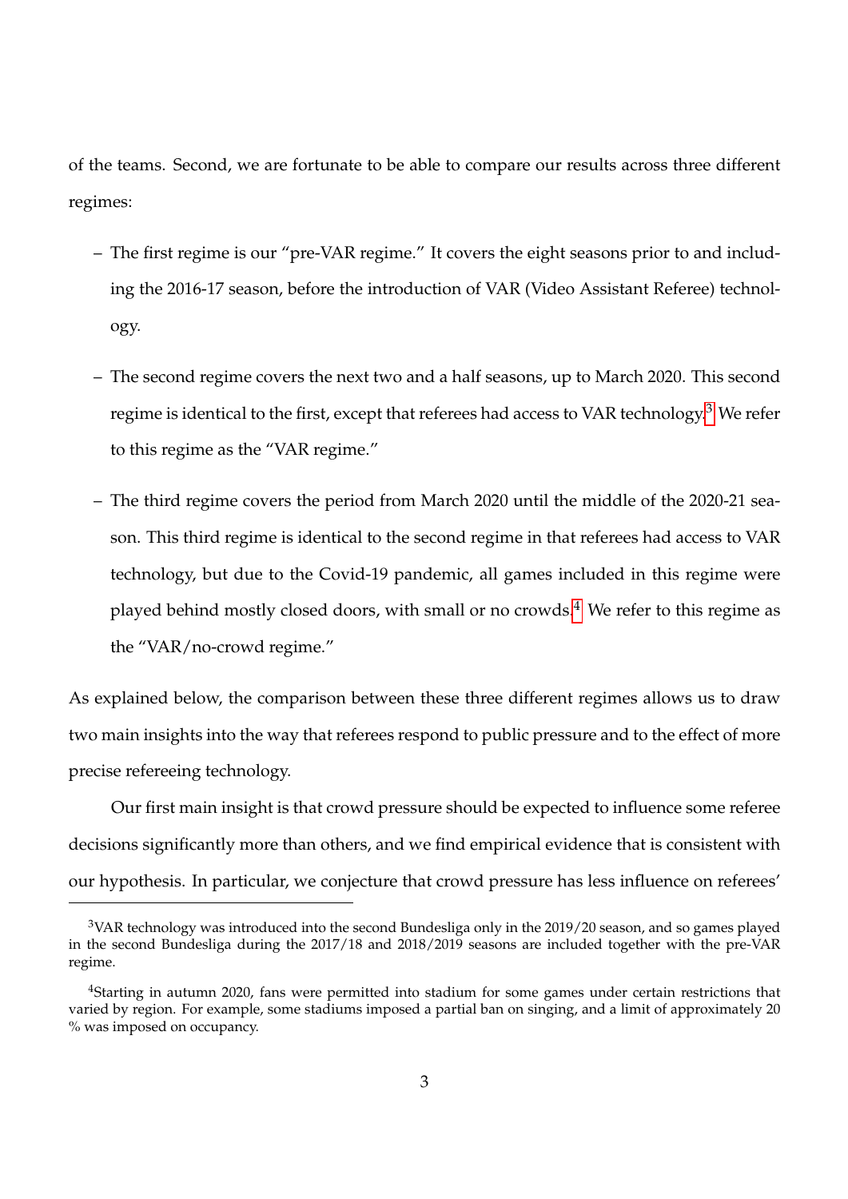of the teams. Second, we are fortunate to be able to compare our results across three different regimes:

- The first regime is our "pre-VAR regime." It covers the eight seasons prior to and including the 2016-17 season, before the introduction of VAR (Video Assistant Referee) technology.
- The second regime covers the next two and a half seasons, up to March 2020. This second regime is identical to the first, except that referees had access to VAR technology.[3] We refer to this regime as the "VAR regime."
- The third regime covers the period from March 2020 until the middle of the 2020-21 season. This third regime is identical to the second regime in that referees had access to VAR technology, but due to the Covid-19 pandemic, all games included in this regime were played behind mostly closed doors, with small or no crowds.[4] We refer to this regime as the "VAR/no-crowd regime."

As explained below, the comparison between these three different regimes allows us to draw two main insights into the way that referees respond to public pressure and to the effect of more precise refereeing technology.

Our first main insight is that crowd pressure should be expected to influence some referee decisions significantly more than others, and we find empirical evidence that is consistent with our hypothesis. In particular, we conjecture that crowd pressure has less influence on referees'

---

[3] VAR technology was introduced into the second Bundesliga only in the 2019/20 season, and so games played in the second Bundesliga during the 2017/18 and 2018/2019 seasons are included together with the pre-VAR regime.

[4] Starting in autumn 2020, fans were permitted into stadium for some games under certain restrictions that varied by region. For example, some stadiums imposed a partial ban on singing, and a limit of approximately 20 % was imposed on occupancy.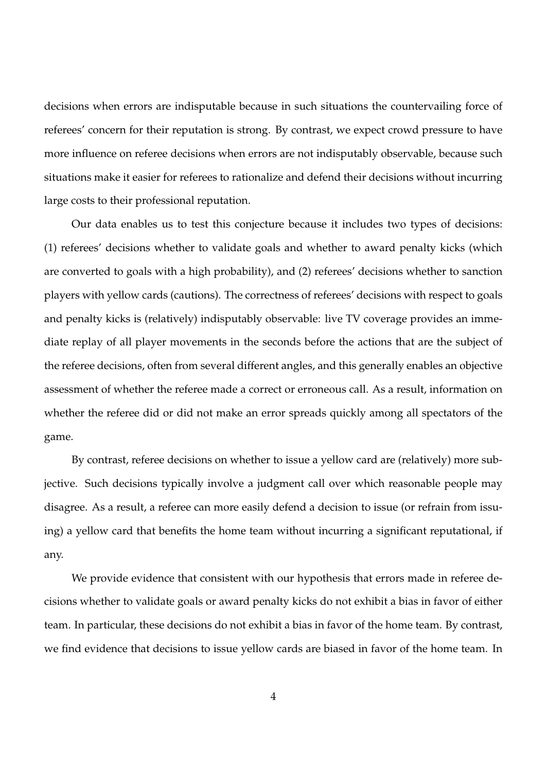decisions when errors are indisputable because in such situations the countervailing force of referees' concern for their reputation is strong. By contrast, we expect crowd pressure to have more influence on referee decisions when errors are not indisputably observable, because such situations make it easier for referees to rationalize and defend their decisions without incurring large costs to their professional reputation.

Our data enables us to test this conjecture because it includes two types of decisions: (1) referees' decisions whether to validate goals and whether to award penalty kicks (which are converted to goals with a high probability), and (2) referees' decisions whether to sanction players with yellow cards (cautions). The correctness of referees' decisions with respect to goals and penalty kicks is (relatively) indisputably observable: live TV coverage provides an immediate replay of all player movements in the seconds before the actions that are the subject of the referee decisions, often from several different angles, and this generally enables an objective assessment of whether the referee made a correct or erroneous call. As a result, information on whether the referee did or did not make an error spreads quickly among all spectators of the game.

By contrast, referee decisions on whether to issue a yellow card are (relatively) more subjective. Such decisions typically involve a judgment call over which reasonable people may disagree. As a result, a referee can more easily defend a decision to issue (or refrain from issuing) a yellow card that benefits the home team without incurring a significant reputational, if any.

We provide evidence that consistent with our hypothesis that errors made in referee decisions whether to validate goals or award penalty kicks do not exhibit a bias in favor of either team. In particular, these decisions do not exhibit a bias in favor of the home team. By contrast, we find evidence that decisions to issue yellow cards are biased in favor of the home team. In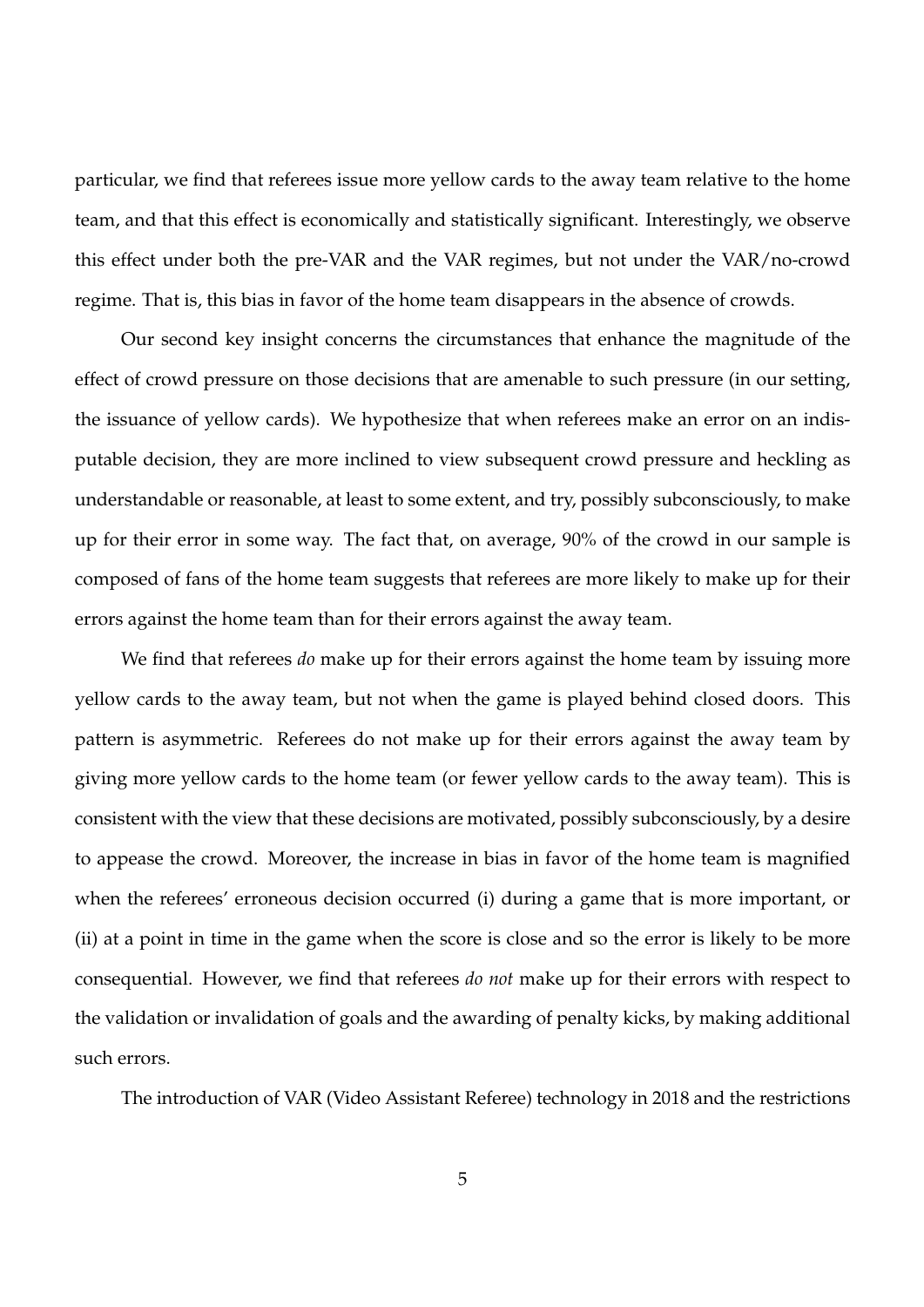particular, we find that referees issue more yellow cards to the away team relative to the home team, and that this effect is economically and statistically significant. Interestingly, we observe this effect under both the pre-VAR and the VAR regimes, but not under the VAR/no-crowd regime. That is, this bias in favor of the home team disappears in the absence of crowds.

Our second key insight concerns the circumstances that enhance the magnitude of the effect of crowd pressure on those decisions that are amenable to such pressure (in our setting, the issuance of yellow cards). We hypothesize that when referees make an error on an indisputable decision, they are more inclined to view subsequent crowd pressure and heckling as understandable or reasonable, at least to some extent, and try, possibly subconsciously, to make up for their error in some way. The fact that, on average, 90% of the crowd in our sample is composed of fans of the home team suggests that referees are more likely to make up for their errors against the home team than for their errors against the away team.

We find that referees *do* make up for their errors against the home team by issuing more yellow cards to the away team, but not when the game is played behind closed doors. This pattern is asymmetric. Referees do not make up for their errors against the away team by giving more yellow cards to the home team (or fewer yellow cards to the away team). This is consistent with the view that these decisions are motivated, possibly subconsciously, by a desire to appease the crowd. Moreover, the increase in bias in favor of the home team is magnified when the referees' erroneous decision occurred (i) during a game that is more important, or (ii) at a point in time in the game when the score is close and so the error is likely to be more consequential. However, we find that referees *do not* make up for their errors with respect to the validation or invalidation of goals and the awarding of penalty kicks, by making additional such errors.

The introduction of VAR (Video Assistant Referee) technology in 2018 and the restrictions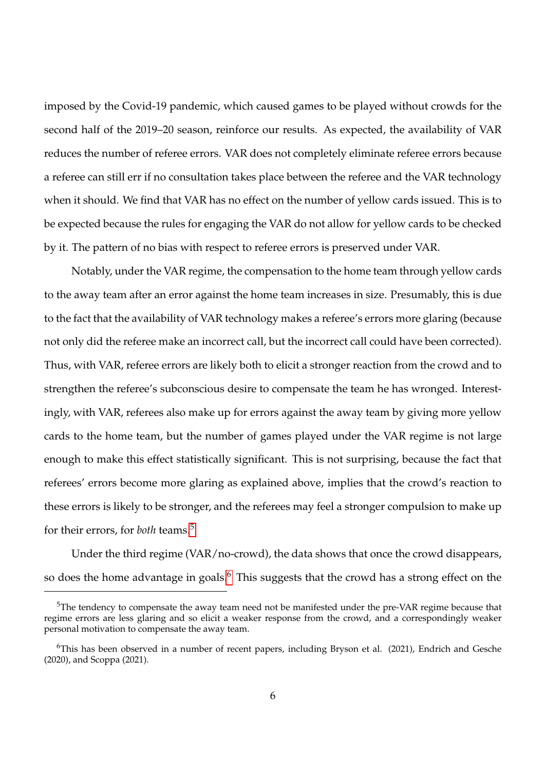imposed by the Covid-19 pandemic, which caused games to be played without crowds for the second half of the 2019–20 season, reinforce our results. As expected, the availability of VAR reduces the number of referee errors. VAR does not completely eliminate referee errors because a referee can still err if no consultation takes place between the referee and the VAR technology when it should. We find that VAR has no effect on the number of yellow cards issued. This is to be expected because the rules for engaging the VAR do not allow for yellow cards to be checked by it. The pattern of no bias with respect to referee errors is preserved under VAR.

Notably, under the VAR regime, the compensation to the home team through yellow cards to the away team after an error against the home team increases in size. Presumably, this is due to the fact that the availability of VAR technology makes a referee's errors more glaring (because not only did the referee make an incorrect call, but the incorrect call could have been corrected). Thus, with VAR, referee errors are likely both to elicit a stronger reaction from the crowd and to strengthen the referee's subconscious desire to compensate the team he has wronged. Interestingly, with VAR, referees also make up for errors against the away team by giving more yellow cards to the home team, but the number of games played under the VAR regime is not large enough to make this effect statistically significant. This is not surprising, because the fact that referees' errors become more glaring as explained above, implies that the crowd's reaction to these errors is likely to be stronger, and the referees may feel a stronger compulsion to make up for their errors, for *both* teams.[5]

Under the third regime (VAR/no-crowd), the data shows that once the crowd disappears, so does the home advantage in goals.[6] This suggests that the crowd has a strong effect on the

---

[5] The tendency to compensate the away team need not be manifested under the pre-VAR regime because that regime errors are less glaring and so elicit a weaker response from the crowd, and a correspondingly weaker personal motivation to compensate the away team.

[6] This has been observed in a number of recent papers, including Bryson et al. (2021), Endrich and Gesche (2020), and Scoppa (2021).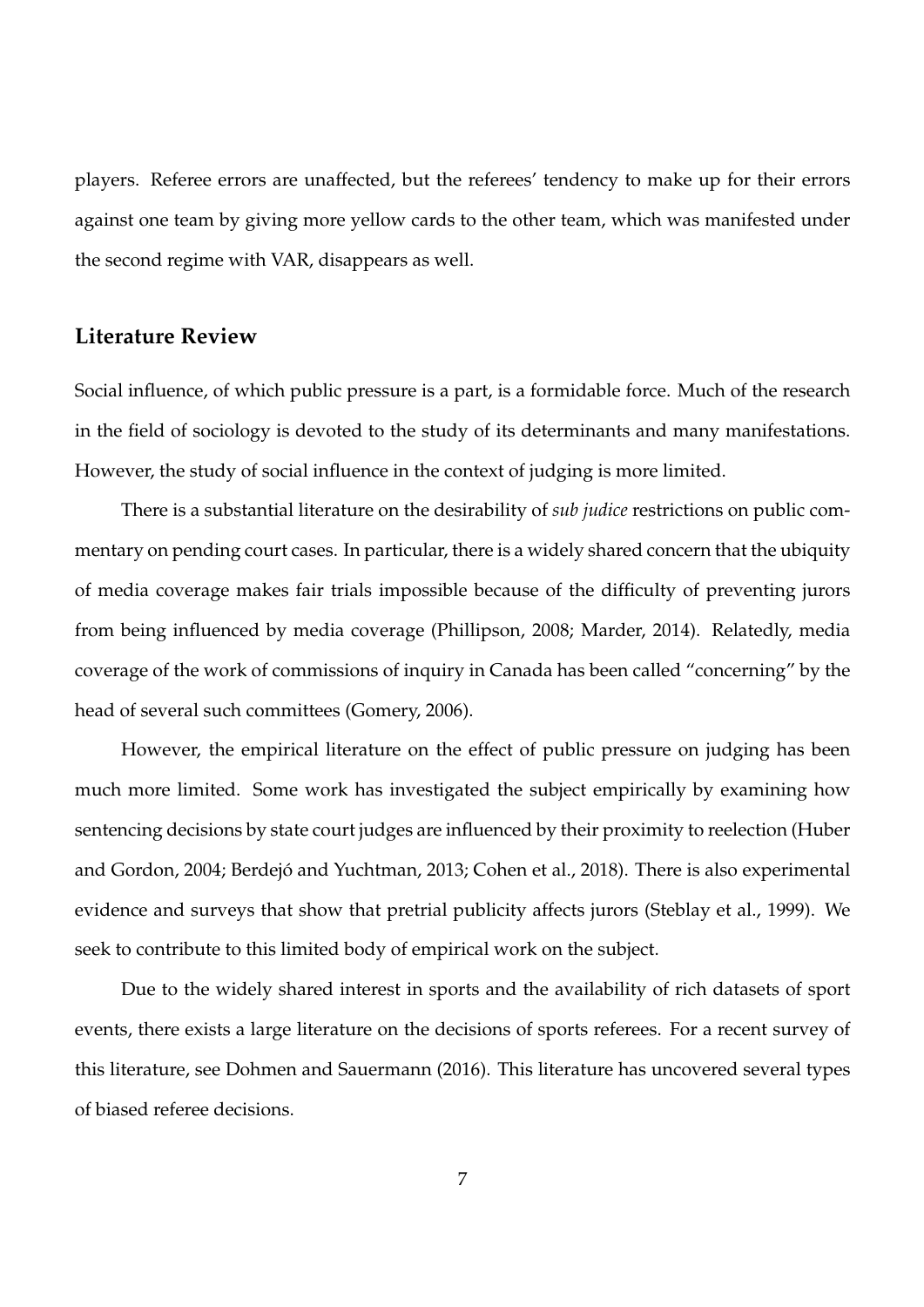players. Referee errors are unaffected, but the referees' tendency to make up for their errors against one team by giving more yellow cards to the other team, which was manifested under the second regime with VAR, disappears as well.

## Literature Review

Social influence, of which public pressure is a part, is a formidable force. Much of the research in the field of sociology is devoted to the study of its determinants and many manifestations. However, the study of social influence in the context of judging is more limited.

There is a substantial literature on the desirability of *sub judice* restrictions on public commentary on pending court cases. In particular, there is a widely shared concern that the ubiquity of media coverage makes fair trials impossible because of the difficulty of preventing jurors from being influenced by media coverage (Phillipson, 2008; Marder, 2014). Relatedly, media coverage of the work of commissions of inquiry in Canada has been called "concerning" by the head of several such committees (Gomery, 2006).

However, the empirical literature on the effect of public pressure on judging has been much more limited. Some work has investigated the subject empirically by examining how sentencing decisions by state court judges are influenced by their proximity to reelection (Huber and Gordon, 2004; Berdejó and Yuchtman, 2013; Cohen et al., 2018). There is also experimental evidence and surveys that show that pretrial publicity affects jurors (Steblay et al., 1999). We seek to contribute to this limited body of empirical work on the subject.

Due to the widely shared interest in sports and the availability of rich datasets of sport events, there exists a large literature on the decisions of sports referees. For a recent survey of this literature, see Dohmen and Sauermann (2016). This literature has uncovered several types of biased referee decisions.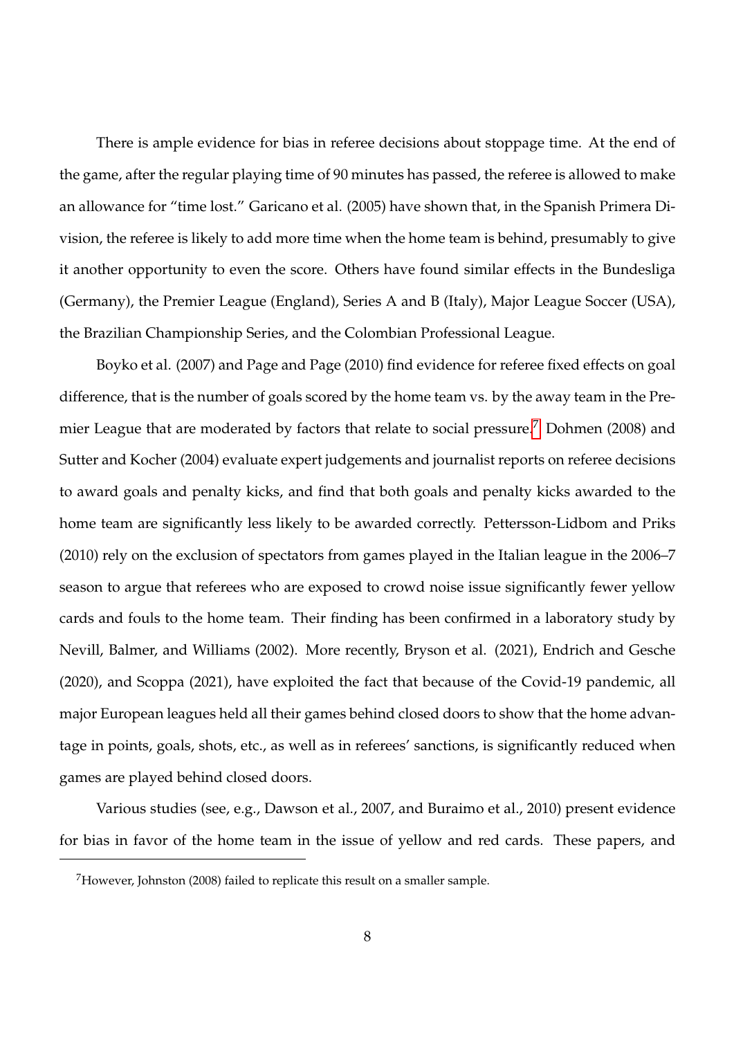There is ample evidence for bias in referee decisions about stoppage time. At the end of the game, after the regular playing time of 90 minutes has passed, the referee is allowed to make an allowance for "time lost." Garicano et al. (2005) have shown that, in the Spanish Primera Division, the referee is likely to add more time when the home team is behind, presumably to give it another opportunity to even the score. Others have found similar effects in the Bundesliga (Germany), the Premier League (England), Series A and B (Italy), Major League Soccer (USA), the Brazilian Championship Series, and the Colombian Professional League.

Boyko et al. (2007) and Page and Page (2010) find evidence for referee fixed effects on goal difference, that is the number of goals scored by the home team vs. by the away team in the Premier League that are moderated by factors that relate to social pressure.[7] Dohmen (2008) and Sutter and Kocher (2004) evaluate expert judgements and journalist reports on referee decisions to award goals and penalty kicks, and find that both goals and penalty kicks awarded to the home team are significantly less likely to be awarded correctly. Pettersson-Lidbom and Priks (2010) rely on the exclusion of spectators from games played in the Italian league in the 2006–7 season to argue that referees who are exposed to crowd noise issue significantly fewer yellow cards and fouls to the home team. Their finding has been confirmed in a laboratory study by Nevill, Balmer, and Williams (2002). More recently, Bryson et al. (2021), Endrich and Gesche (2020), and Scoppa (2021), have exploited the fact that because of the Covid-19 pandemic, all major European leagues held all their games behind closed doors to show that the home advantage in points, goals, shots, etc., as well as in referees' sanctions, is significantly reduced when games are played behind closed doors.

Various studies (see, e.g., Dawson et al., 2007, and Buraimo et al., 2010) present evidence for bias in favor of the home team in the issue of yellow and red cards. These papers, and

[7] However, Johnston (2008) failed to replicate this result on a smaller sample.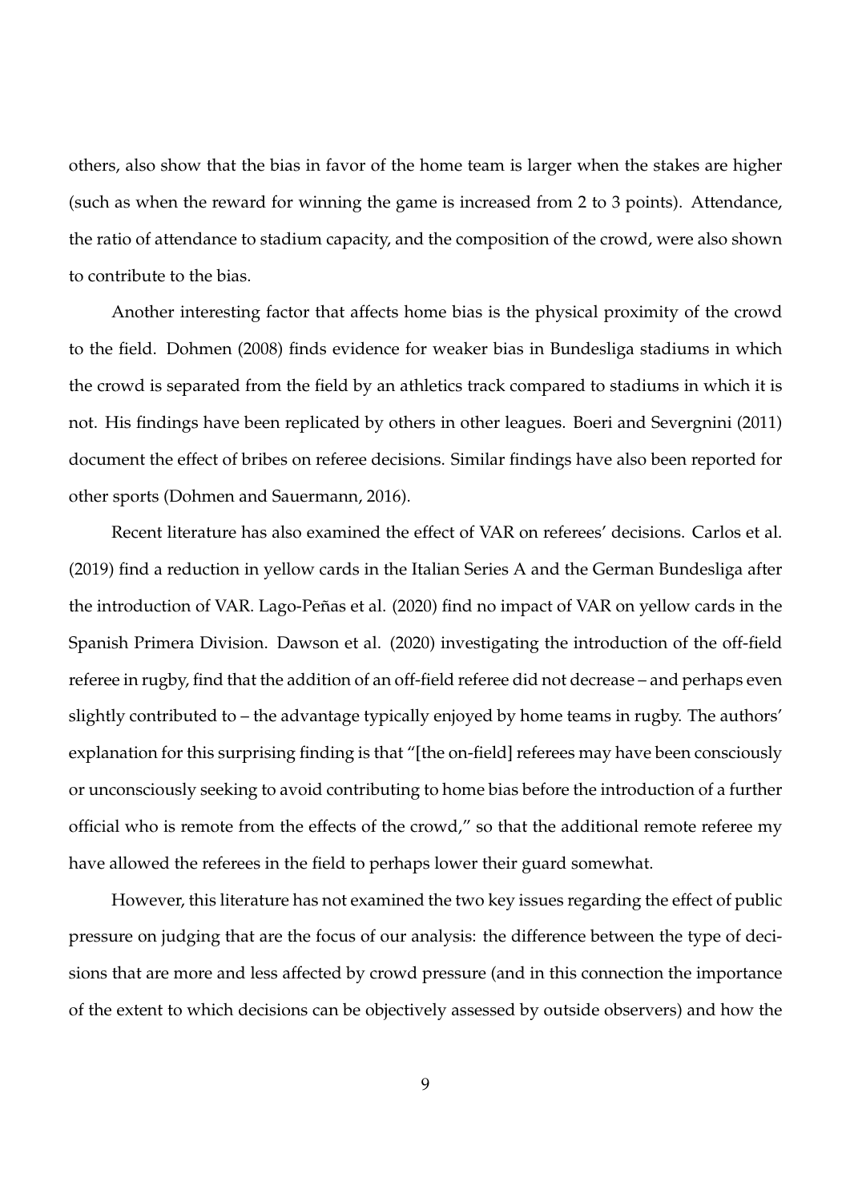others, also show that the bias in favor of the home team is larger when the stakes are higher (such as when the reward for winning the game is increased from 2 to 3 points). Attendance, the ratio of attendance to stadium capacity, and the composition of the crowd, were also shown to contribute to the bias.

Another interesting factor that affects home bias is the physical proximity of the crowd to the field. Dohmen (2008) finds evidence for weaker bias in Bundesliga stadiums in which the crowd is separated from the field by an athletics track compared to stadiums in which it is not. His findings have been replicated by others in other leagues. Boeri and Severgnini (2011) document the effect of bribes on referee decisions. Similar findings have also been reported for other sports (Dohmen and Sauermann, 2016).

Recent literature has also examined the effect of VAR on referees' decisions. Carlos et al. (2019) find a reduction in yellow cards in the Italian Series A and the German Bundesliga after the introduction of VAR. Lago-Peñas et al. (2020) find no impact of VAR on yellow cards in the Spanish Primera Division. Dawson et al. (2020) investigating the introduction of the off-field referee in rugby, find that the addition of an off-field referee did not decrease – and perhaps even slightly contributed to – the advantage typically enjoyed by home teams in rugby. The authors' explanation for this surprising finding is that "[the on-field] referees may have been consciously or unconsciously seeking to avoid contributing to home bias before the introduction of a further official who is remote from the effects of the crowd," so that the additional remote referee my have allowed the referees in the field to perhaps lower their guard somewhat.

However, this literature has not examined the two key issues regarding the effect of public pressure on judging that are the focus of our analysis: the difference between the type of decisions that are more and less affected by crowd pressure (and in this connection the importance of the extent to which decisions can be objectively assessed by outside observers) and how the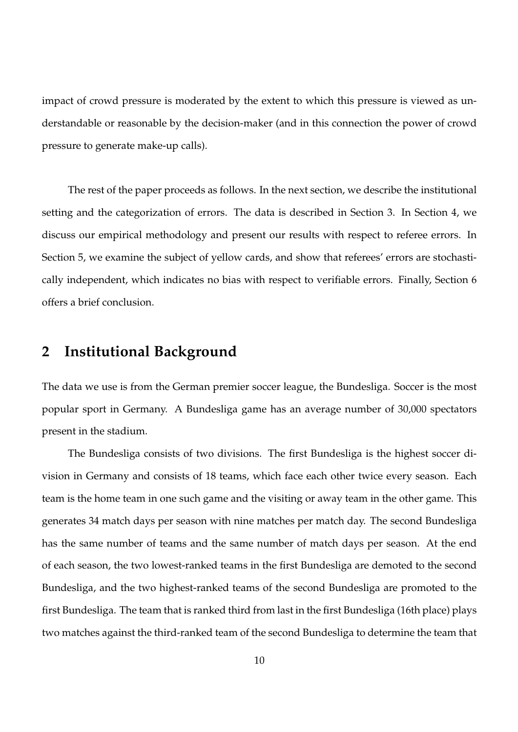impact of crowd pressure is moderated by the extent to which this pressure is viewed as understandable or reasonable by the decision-maker (and in this connection the power of crowd pressure to generate make-up calls).

The rest of the paper proceeds as follows. In the next section, we describe the institutional setting and the categorization of errors. The data is described in Section 3. In Section 4, we discuss our empirical methodology and present our results with respect to referee errors. In Section 5, we examine the subject of yellow cards, and show that referees' errors are stochastically independent, which indicates no bias with respect to verifiable errors. Finally, Section 6 offers a brief conclusion.

## 2 Institutional Background

The data we use is from the German premier soccer league, the Bundesliga. Soccer is the most popular sport in Germany. A Bundesliga game has an average number of 30,000 spectators present in the stadium.

The Bundesliga consists of two divisions. The first Bundesliga is the highest soccer division in Germany and consists of 18 teams, which face each other twice every season. Each team is the home team in one such game and the visiting or away team in the other game. This generates 34 match days per season with nine matches per match day. The second Bundesliga has the same number of teams and the same number of match days per season. At the end of each season, the two lowest-ranked teams in the first Bundesliga are demoted to the second Bundesliga, and the two highest-ranked teams of the second Bundesliga are promoted to the first Bundesliga. The team that is ranked third from last in the first Bundesliga (16th place) plays two matches against the third-ranked team of the second Bundesliga to determine the team that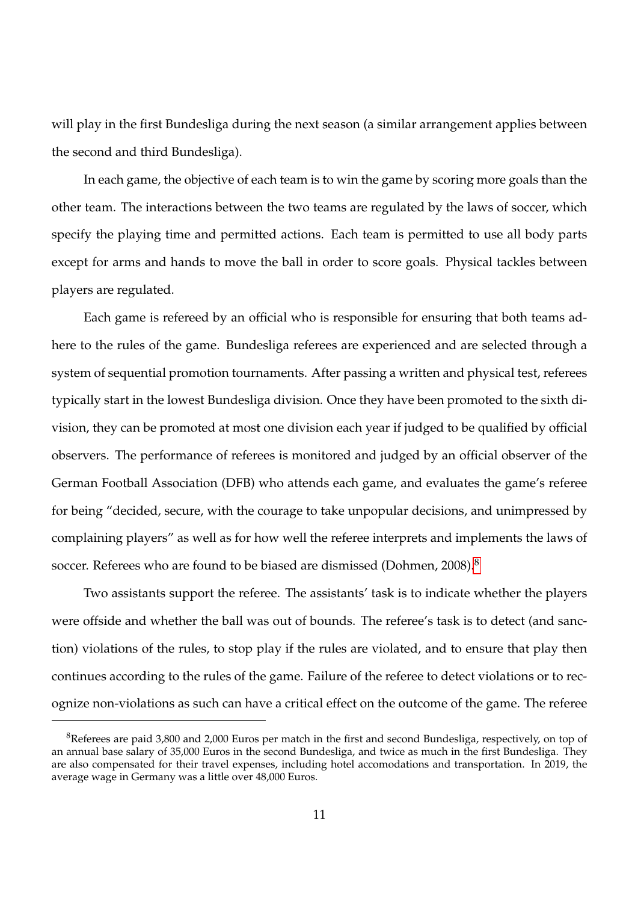will play in the first Bundesliga during the next season (a similar arrangement applies between the second and third Bundesliga).

In each game, the objective of each team is to win the game by scoring more goals than the other team. The interactions between the two teams are regulated by the laws of soccer, which specify the playing time and permitted actions. Each team is permitted to use all body parts except for arms and hands to move the ball in order to score goals. Physical tackles between players are regulated.

Each game is refereed by an official who is responsible for ensuring that both teams adhere to the rules of the game. Bundesliga referees are experienced and are selected through a system of sequential promotion tournaments. After passing a written and physical test, referees typically start in the lowest Bundesliga division. Once they have been promoted to the sixth division, they can be promoted at most one division each year if judged to be qualified by official observers. The performance of referees is monitored and judged by an official observer of the German Football Association (DFB) who attends each game, and evaluates the game's referee for being "decided, secure, with the courage to take unpopular decisions, and unimpressed by complaining players" as well as for how well the referee interprets and implements the laws of soccer. Referees who are found to be biased are dismissed (Dohmen, 2008).[8]

Two assistants support the referee. The assistants' task is to indicate whether the players were offside and whether the ball was out of bounds. The referee's task is to detect (and sanction) violations of the rules, to stop play if the rules are violated, and to ensure that play then continues according to the rules of the game. Failure of the referee to detect violations or to recognize non-violations as such can have a critical effect on the outcome of the game. The referee

[8] Referees are paid 3,800 and 2,000 Euros per match in the first and second Bundesliga, respectively, on top of an annual base salary of 35,000 Euros in the second Bundesliga, and twice as much in the first Bundesliga. They are also compensated for their travel expenses, including hotel accomodations and transportation. In 2019, the average wage in Germany was a little over 48,000 Euros.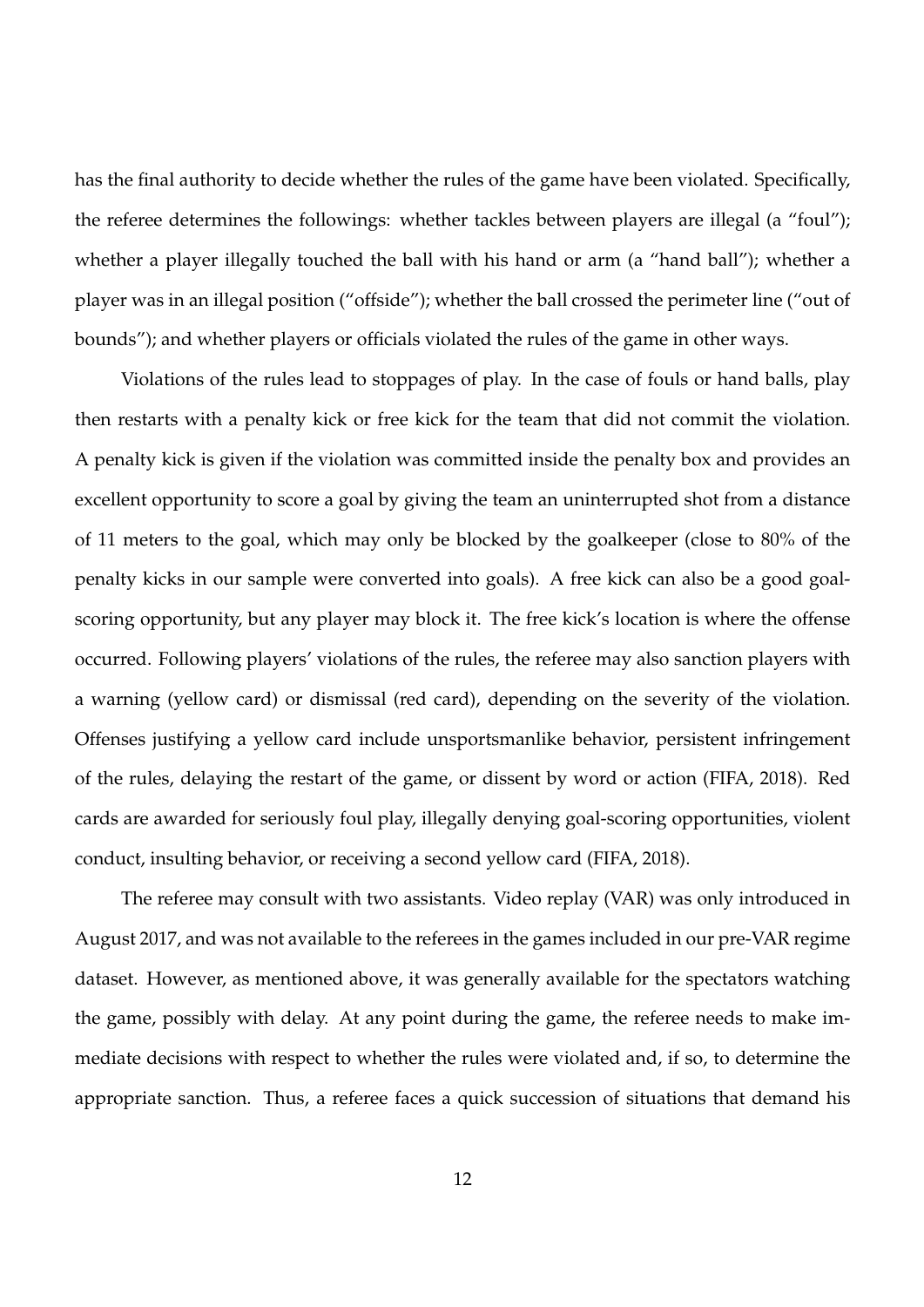has the final authority to decide whether the rules of the game have been violated. Specifically, the referee determines the followings: whether tackles between players are illegal (a "foul"); whether a player illegally touched the ball with his hand or arm (a "hand ball"); whether a player was in an illegal position ("offside"); whether the ball crossed the perimeter line ("out of bounds"); and whether players or officials violated the rules of the game in other ways.

Violations of the rules lead to stoppages of play. In the case of fouls or hand balls, play then restarts with a penalty kick or free kick for the team that did not commit the violation. A penalty kick is given if the violation was committed inside the penalty box and provides an excellent opportunity to score a goal by giving the team an uninterrupted shot from a distance of 11 meters to the goal, which may only be blocked by the goalkeeper (close to 80% of the penalty kicks in our sample were converted into goals). A free kick can also be a good goal-scoring opportunity, but any player may block it. The free kick's location is where the offense occurred. Following players' violations of the rules, the referee may also sanction players with a warning (yellow card) or dismissal (red card), depending on the severity of the violation. Offenses justifying a yellow card include unsportsmanlike behavior, persistent infringement of the rules, delaying the restart of the game, or dissent by word or action (FIFA, 2018). Red cards are awarded for seriously foul play, illegally denying goal-scoring opportunities, violent conduct, insulting behavior, or receiving a second yellow card (FIFA, 2018).

The referee may consult with two assistants. Video replay (VAR) was only introduced in August 2017, and was not available to the referees in the games included in our pre-VAR regime dataset. However, as mentioned above, it was generally available for the spectators watching the game, possibly with delay. At any point during the game, the referee needs to make immediate decisions with respect to whether the rules were violated and, if so, to determine the appropriate sanction. Thus, a referee faces a quick succession of situations that demand his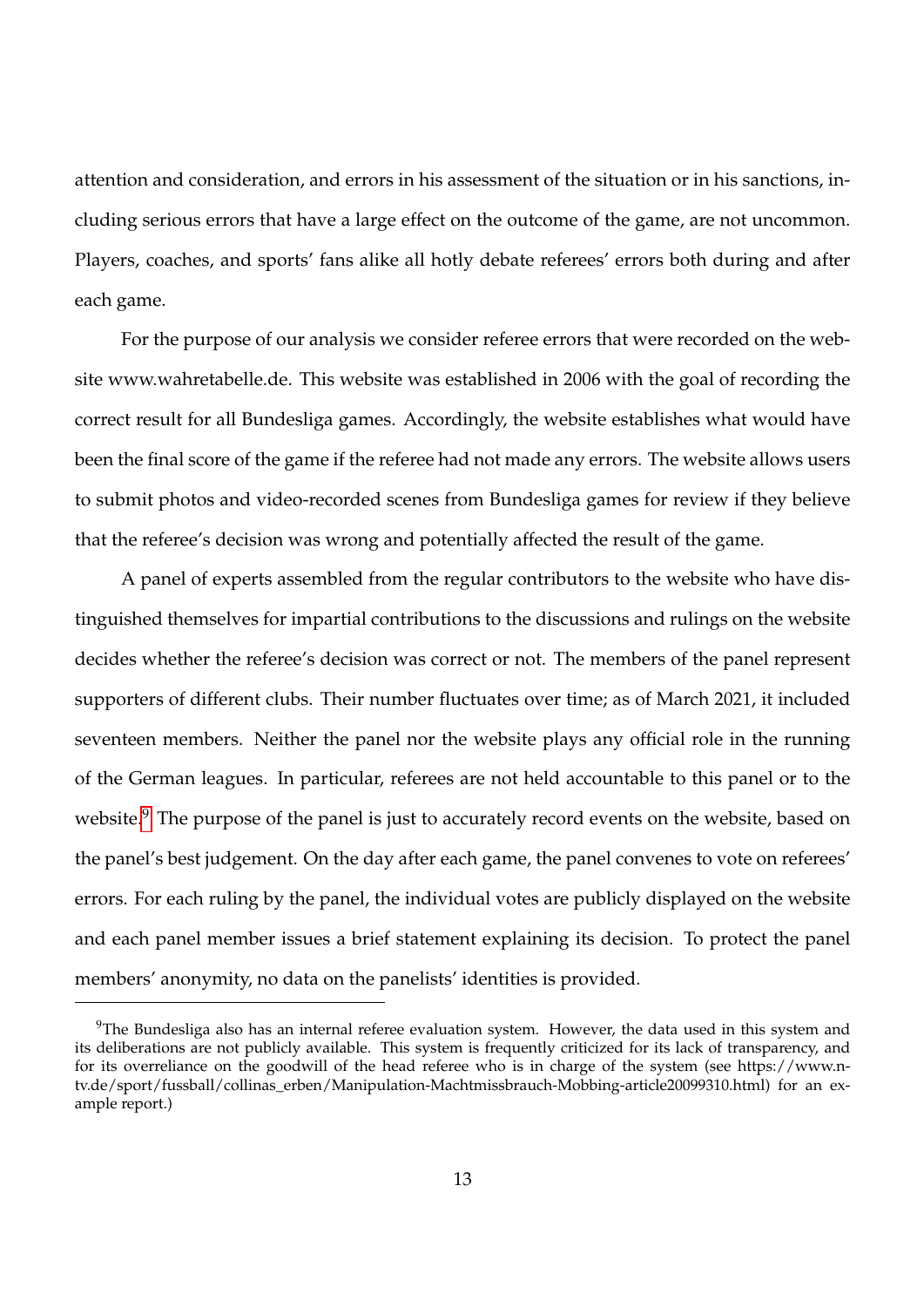attention and consideration, and errors in his assessment of the situation or in his sanctions, including serious errors that have a large effect on the outcome of the game, are not uncommon. Players, coaches, and sports' fans alike all hotly debate referees' errors both during and after each game.

For the purpose of our analysis we consider referee errors that were recorded on the website www.wahretabelle.de. This website was established in 2006 with the goal of recording the correct result for all Bundesliga games. Accordingly, the website establishes what would have been the final score of the game if the referee had not made any errors. The website allows users to submit photos and video-recorded scenes from Bundesliga games for review if they believe that the referee's decision was wrong and potentially affected the result of the game.

A panel of experts assembled from the regular contributors to the website who have distinguished themselves for impartial contributions to the discussions and rulings on the website decides whether the referee's decision was correct or not. The members of the panel represent supporters of different clubs. Their number fluctuates over time; as of March 2021, it included seventeen members. Neither the panel nor the website plays any official role in the running of the German leagues. In particular, referees are not held accountable to this panel or to the website.[9] The purpose of the panel is just to accurately record events on the website, based on the panel's best judgement. On the day after each game, the panel convenes to vote on referees' errors. For each ruling by the panel, the individual votes are publicly displayed on the website and each panel member issues a brief statement explaining its decision. To protect the panel members' anonymity, no data on the panelists' identities is provided.

---

[9] The Bundesliga also has an internal referee evaluation system. However, the data used in this system and its deliberations are not publicly available. This system is frequently criticized for its lack of transparency, and for its overreliance on the goodwill of the head referee who is in charge of the system (see https://www.n-tv.de/sport/fussball/collinas_erben/Manipulation-Machtmissbrauch-Mobbing-article20099310.html) for an example report.)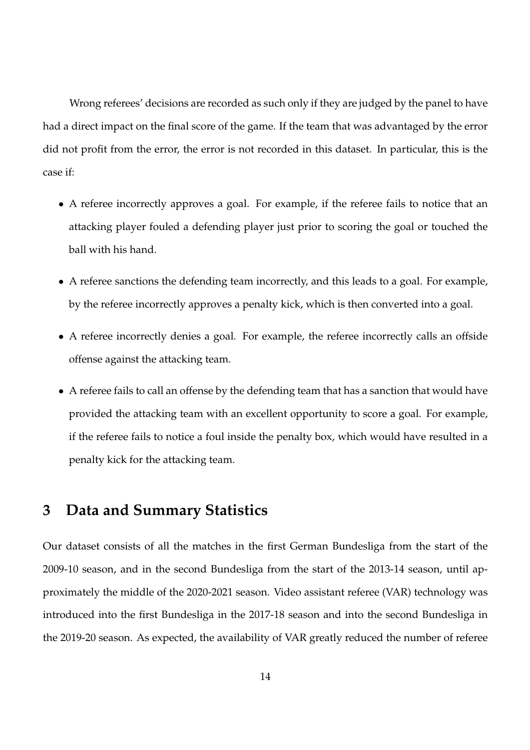Wrong referees' decisions are recorded as such only if they are judged by the panel to have had a direct impact on the final score of the game. If the team that was advantaged by the error did not profit from the error, the error is not recorded in this dataset. In particular, this is the case if:

- A referee incorrectly approves a goal. For example, if the referee fails to notice that an attacking player fouled a defending player just prior to scoring the goal or touched the ball with his hand.
- A referee sanctions the defending team incorrectly, and this leads to a goal. For example, by the referee incorrectly approves a penalty kick, which is then converted into a goal.
- A referee incorrectly denies a goal. For example, the referee incorrectly calls an offside offense against the attacking team.
- A referee fails to call an offense by the defending team that has a sanction that would have provided the attacking team with an excellent opportunity to score a goal. For example, if the referee fails to notice a foul inside the penalty box, which would have resulted in a penalty kick for the attacking team.

## 3 Data and Summary Statistics

Our dataset consists of all the matches in the first German Bundesliga from the start of the 2009-10 season, and in the second Bundesliga from the start of the 2013-14 season, until approximately the middle of the 2020-2021 season. Video assistant referee (VAR) technology was introduced into the first Bundesliga in the 2017-18 season and into the second Bundesliga in the 2019-20 season. As expected, the availability of VAR greatly reduced the number of referee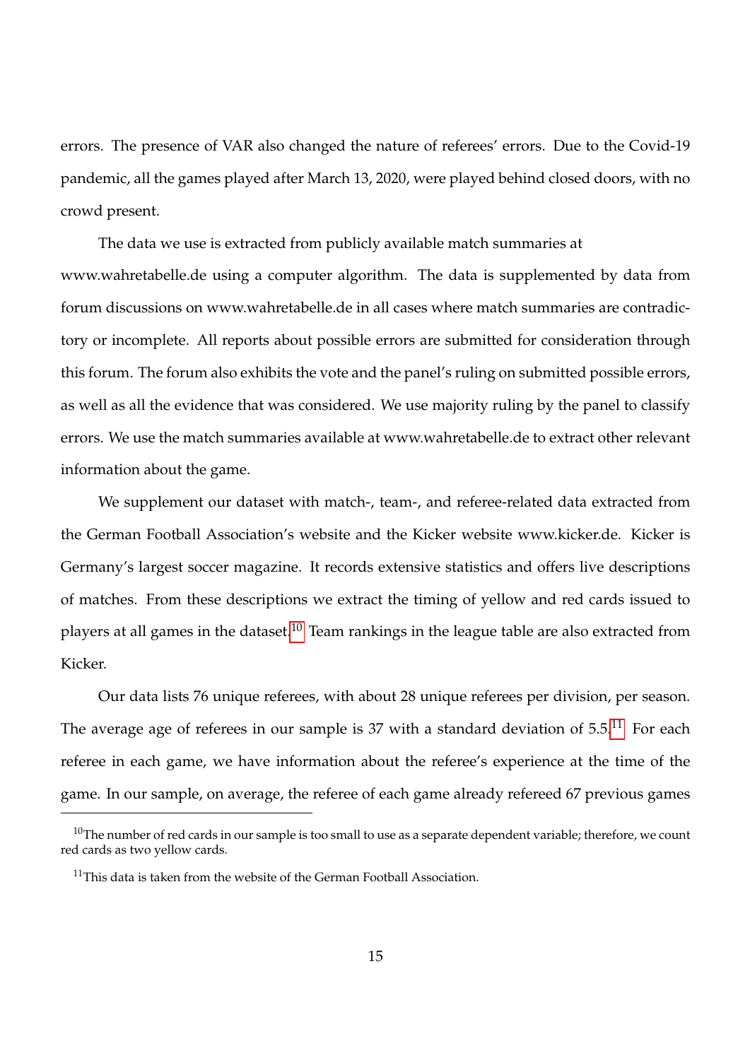errors. The presence of VAR also changed the nature of referees' errors. Due to the Covid-19 pandemic, all the games played after March 13, 2020, were played behind closed doors, with no crowd present.

The data we use is extracted from publicly available match summaries at www.wahretabelle.de using a computer algorithm. The data is supplemented by data from forum discussions on www.wahretabelle.de in all cases where match summaries are contradictory or incomplete. All reports about possible errors are submitted for consideration through this forum. The forum also exhibits the vote and the panel's ruling on submitted possible errors, as well as all the evidence that was considered. We use majority ruling by the panel to classify errors. We use the match summaries available at www.wahretabelle.de to extract other relevant information about the game.

We supplement our dataset with match-, team-, and referee-related data extracted from the German Football Association's website and the Kicker website www.kicker.de. Kicker is Germany's largest soccer magazine. It records extensive statistics and offers live descriptions of matches. From these descriptions we extract the timing of yellow and red cards issued to players at all games in the dataset.[10] Team rankings in the league table are also extracted from Kicker.

Our data lists 76 unique referees, with about 28 unique referees per division, per season. The average age of referees in our sample is 37 with a standard deviation of 5.5.[11] For each referee in each game, we have information about the referee's experience at the time of the game. In our sample, on average, the referee of each game already refereed 67 previous games

[10] The number of red cards in our sample is too small to use as a separate dependent variable; therefore, we count red cards as two yellow cards.

[11] This data is taken from the website of the German Football Association.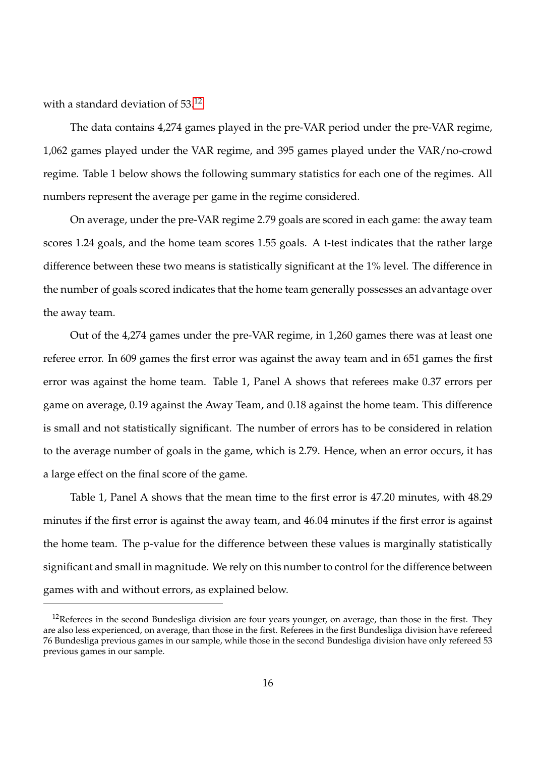with a standard deviation of 53.[12]

The data contains 4,274 games played in the pre-VAR period under the pre-VAR regime, 1,062 games played under the VAR regime, and 395 games played under the VAR/no-crowd regime. Table 1 below shows the following summary statistics for each one of the regimes. All numbers represent the average per game in the regime considered.

On average, under the pre-VAR regime 2.79 goals are scored in each game: the away team scores 1.24 goals, and the home team scores 1.55 goals. A t-test indicates that the rather large difference between these two means is statistically significant at the 1% level. The difference in the number of goals scored indicates that the home team generally possesses an advantage over the away team.

Out of the 4,274 games under the pre-VAR regime, in 1,260 games there was at least one referee error. In 609 games the first error was against the away team and in 651 games the first error was against the home team. Table 1, Panel A shows that referees make 0.37 errors per game on average, 0.19 against the Away Team, and 0.18 against the home team. This difference is small and not statistically significant. The number of errors has to be considered in relation to the average number of goals in the game, which is 2.79. Hence, when an error occurs, it has a large effect on the final score of the game.

Table 1, Panel A shows that the mean time to the first error is 47.20 minutes, with 48.29 minutes if the first error is against the away team, and 46.04 minutes if the first error is against the home team. The p-value for the difference between these values is marginally statistically significant and small in magnitude. We rely on this number to control for the difference between games with and without errors, as explained below.

[12] Referees in the second Bundesliga division are four years younger, on average, than those in the first. They are also less experienced, on average, than those in the first. Referees in the first Bundesliga division have refereed 76 Bundesliga previous games in our sample, while those in the second Bundesliga division have only refereed 53 previous games in our sample.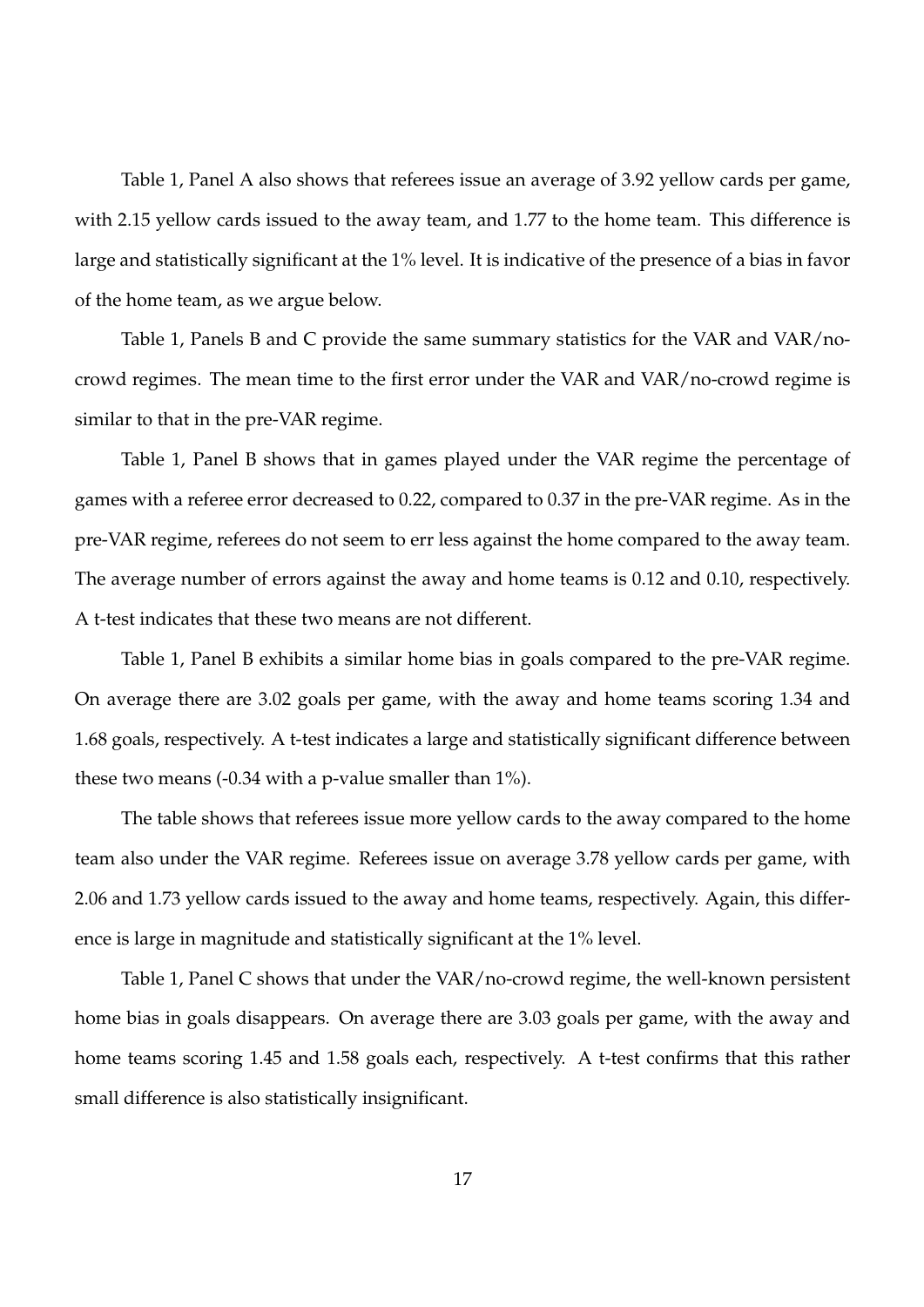Table 1, Panel A also shows that referees issue an average of 3.92 yellow cards per game, with 2.15 yellow cards issued to the away team, and 1.77 to the home team. This difference is large and statistically significant at the 1% level. It is indicative of the presence of a bias in favor of the home team, as we argue below.

Table 1, Panels B and C provide the same summary statistics for the VAR and VAR/no-crowd regimes. The mean time to the first error under the VAR and VAR/no-crowd regime is similar to that in the pre-VAR regime.

Table 1, Panel B shows that in games played under the VAR regime the percentage of games with a referee error decreased to 0.22, compared to 0.37 in the pre-VAR regime. As in the pre-VAR regime, referees do not seem to err less against the home compared to the away team. The average number of errors against the away and home teams is 0.12 and 0.10, respectively. A t-test indicates that these two means are not different.

Table 1, Panel B exhibits a similar home bias in goals compared to the pre-VAR regime. On average there are 3.02 goals per game, with the away and home teams scoring 1.34 and 1.68 goals, respectively. A t-test indicates a large and statistically significant difference between these two means (-0.34 with a p-value smaller than 1%).

The table shows that referees issue more yellow cards to the away compared to the home team also under the VAR regime. Referees issue on average 3.78 yellow cards per game, with 2.06 and 1.73 yellow cards issued to the away and home teams, respectively. Again, this difference is large in magnitude and statistically significant at the 1% level.

Table 1, Panel C shows that under the VAR/no-crowd regime, the well-known persistent home bias in goals disappears. On average there are 3.03 goals per game, with the away and home teams scoring 1.45 and 1.58 goals each, respectively. A t-test confirms that this rather small difference is also statistically insignificant.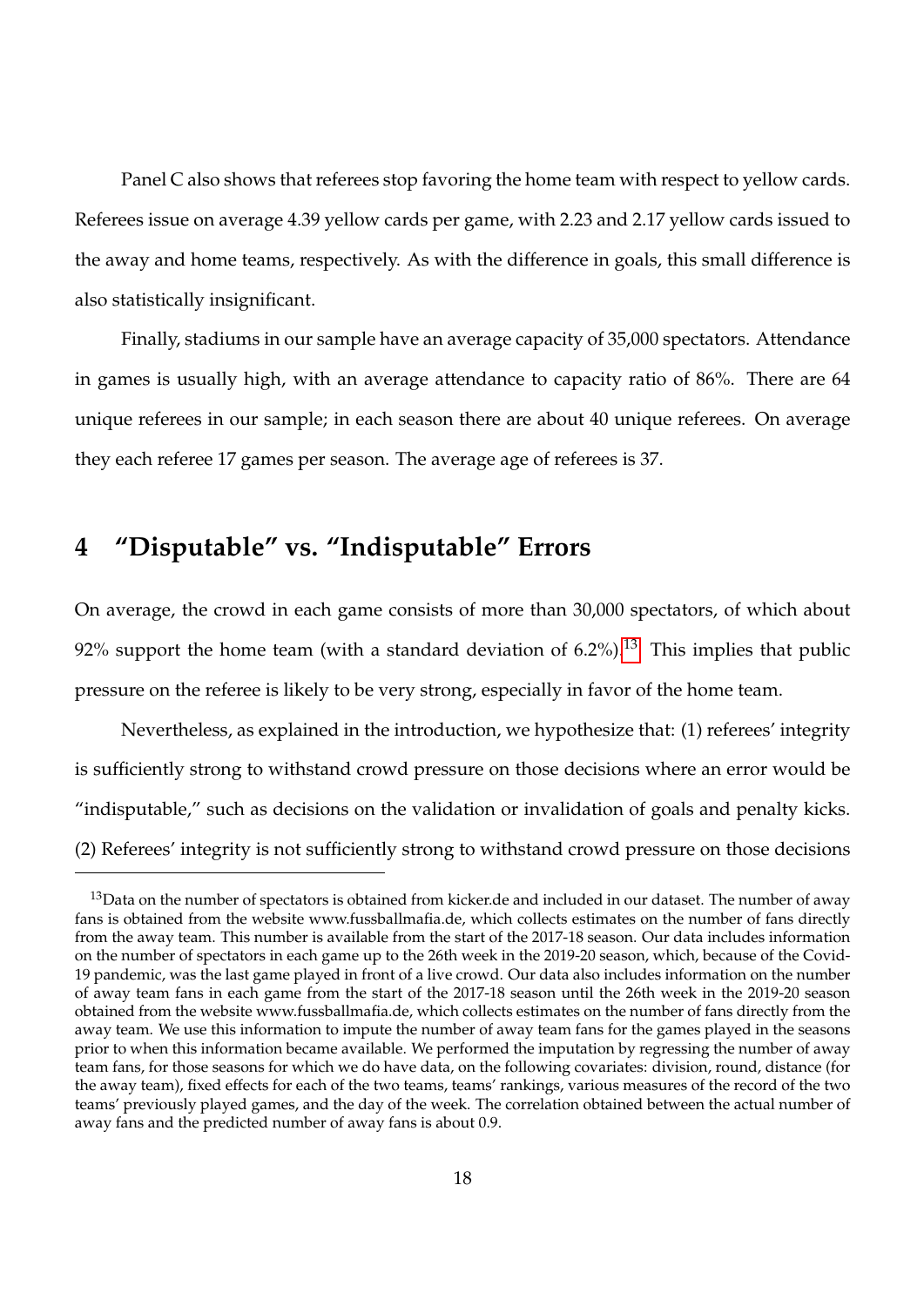Panel C also shows that referees stop favoring the home team with respect to yellow cards. Referees issue on average 4.39 yellow cards per game, with 2.23 and 2.17 yellow cards issued to the away and home teams, respectively. As with the difference in goals, this small difference is also statistically insignificant.

Finally, stadiums in our sample have an average capacity of 35,000 spectators. Attendance in games is usually high, with an average attendance to capacity ratio of 86%. There are 64 unique referees in our sample; in each season there are about 40 unique referees. On average they each referee 17 games per season. The average age of referees is 37.

# 4 "Disputable" vs. "Indisputable" Errors

On average, the crowd in each game consists of more than 30,000 spectators, of which about 92% support the home team (with a standard deviation of 6.2%).[13] This implies that public pressure on the referee is likely to be very strong, especially in favor of the home team.

Nevertheless, as explained in the introduction, we hypothesize that: (1) referees' integrity is sufficiently strong to withstand crowd pressure on those decisions where an error would be "indisputable," such as decisions on the validation or invalidation of goals and penalty kicks. (2) Referees' integrity is not sufficiently strong to withstand crowd pressure on those decisions

[13] Data on the number of spectators is obtained from kicker.de and included in our dataset. The number of away fans is obtained from the website www.fussballmafia.de, which collects estimates on the number of fans directly from the away team. This number is available from the start of the 2017-18 season. Our data includes information on the number of spectators in each game up to the 26th week in the 2019-20 season, which, because of the Covid-19 pandemic, was the last game played in front of a live crowd. Our data also includes information on the number of away team fans in each game from the start of the 2017-18 season until the 26th week in the 2019-20 season obtained from the website www.fussballmafia.de, which collects estimates on the number of fans directly from the away team. We use this information to impute the number of away team fans for the games played in the seasons prior to when this information became available. We performed the imputation by regressing the number of away team fans, for those seasons for which we do have data, on the following covariates: division, round, distance (for the away team), fixed effects for each of the two teams, teams' rankings, various measures of the record of the two teams' previously played games, and the day of the week. The correlation obtained between the actual number of away fans and the predicted number of away fans is about 0.9.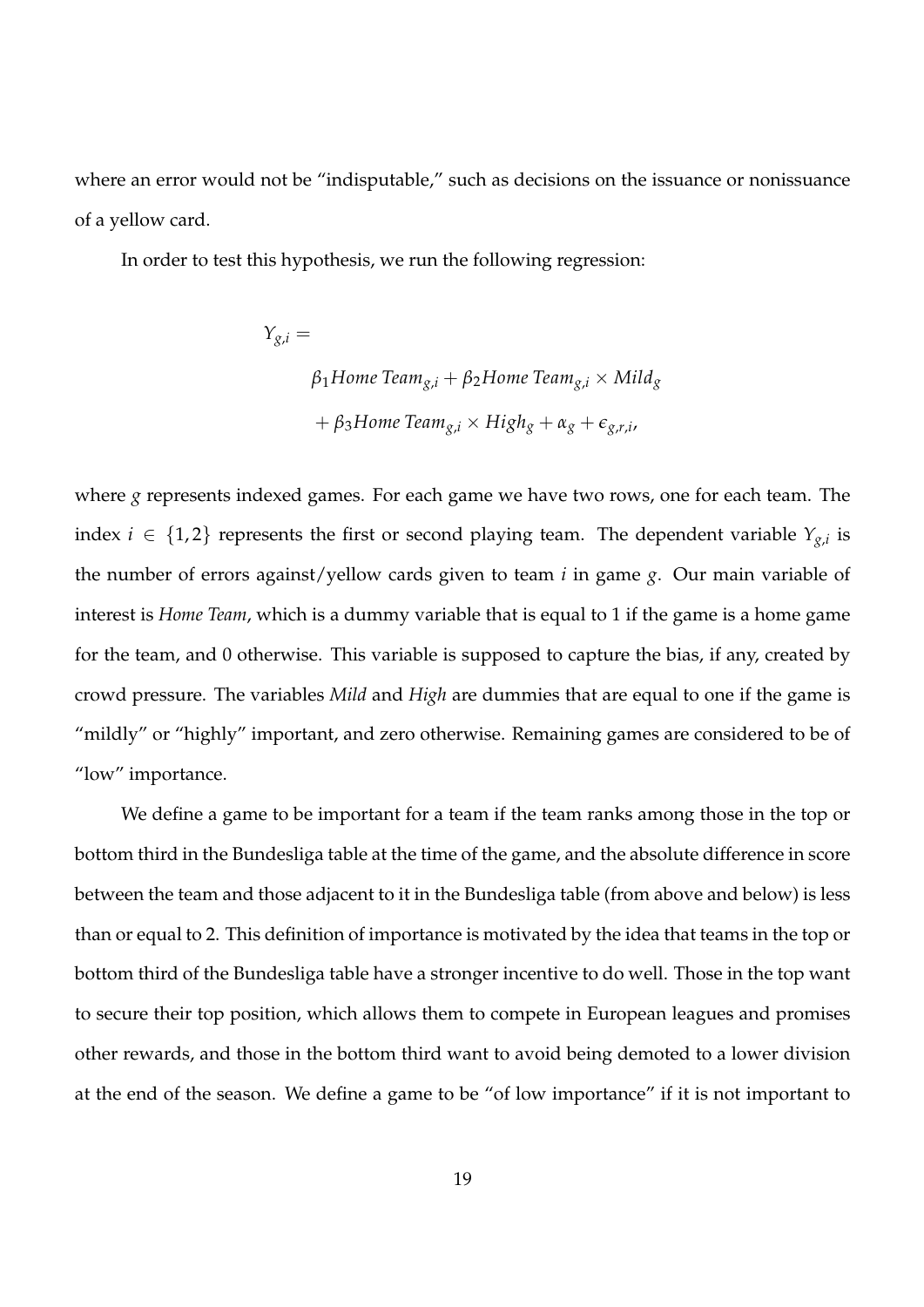where an error would not be "indisputable," such as decisions on the issuance or nonissuance of a yellow card.

In order to test this hypothesis, we run the following regression:

$$
\begin{aligned}
Y_{g,i} = \\
&\beta_1 \textit{Home Team}_{g,i} + \beta_2 \textit{Home Team}_{g,i} \times \textit{Mild}_g \\
&+ \beta_3 \textit{Home Team}_{g,i} \times \textit{High}_g + \alpha_g + \epsilon_{g,r,i},
\end{aligned}
$$

where $g$ represents indexed games. For each game we have two rows, one for each team. The index $i \in \{1, 2\}$ represents the first or second playing team. The dependent variable $Y_{g,i}$ is the number of errors against/yellow cards given to team $i$ in game $g$. Our main variable of interest is *Home Team*, which is a dummy variable that is equal to 1 if the game is a home game for the team, and 0 otherwise. This variable is supposed to capture the bias, if any, created by crowd pressure. The variables *Mild* and *High* are dummies that are equal to one if the game is "mildly" or "highly" important, and zero otherwise. Remaining games are considered to be of "low" importance.

We define a game to be important for a team if the team ranks among those in the top or bottom third in the Bundesliga table at the time of the game, and the absolute difference in score between the team and those adjacent to it in the Bundesliga table (from above and below) is less than or equal to 2. This definition of importance is motivated by the idea that teams in the top or bottom third of the Bundesliga table have a stronger incentive to do well. Those in the top want to secure their top position, which allows them to compete in European leagues and promises other rewards, and those in the bottom third want to avoid being demoted to a lower division at the end of the season. We define a game to be "of low importance" if it is not important to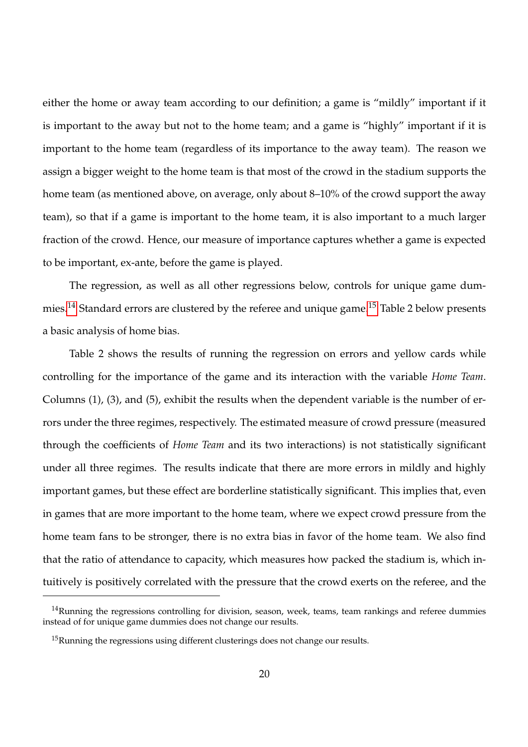either the home or away team according to our definition; a game is "mildly" important if it is important to the away but not to the home team; and a game is "highly" important if it is important to the home team (regardless of its importance to the away team). The reason we assign a bigger weight to the home team is that most of the crowd in the stadium supports the home team (as mentioned above, on average, only about 8–10% of the crowd support the away team), so that if a game is important to the home team, it is also important to a much larger fraction of the crowd. Hence, our measure of importance captures whether a game is expected to be important, ex-ante, before the game is played.

The regression, as well as all other regressions below, controls for unique game dummies.[14] Standard errors are clustered by the referee and unique game.[15] Table 2 below presents a basic analysis of home bias.

Table 2 shows the results of running the regression on errors and yellow cards while controlling for the importance of the game and its interaction with the variable *Home Team*. Columns (1), (3), and (5), exhibit the results when the dependent variable is the number of errors under the three regimes, respectively. The estimated measure of crowd pressure (measured through the coefficients of *Home Team* and its two interactions) is not statistically significant under all three regimes. The results indicate that there are more errors in mildly and highly important games, but these effect are borderline statistically significant. This implies that, even in games that are more important to the home team, where we expect crowd pressure from the home team fans to be stronger, there is no extra bias in favor of the home team. We also find that the ratio of attendance to capacity, which measures how packed the stadium is, which intuitively is positively correlated with the pressure that the crowd exerts on the referee, and the

[14] Running the regressions controlling for division, season, week, teams, team rankings and referee dummies instead of for unique game dummies does not change our results.

[15] Running the regressions using different clusterings does not change our results.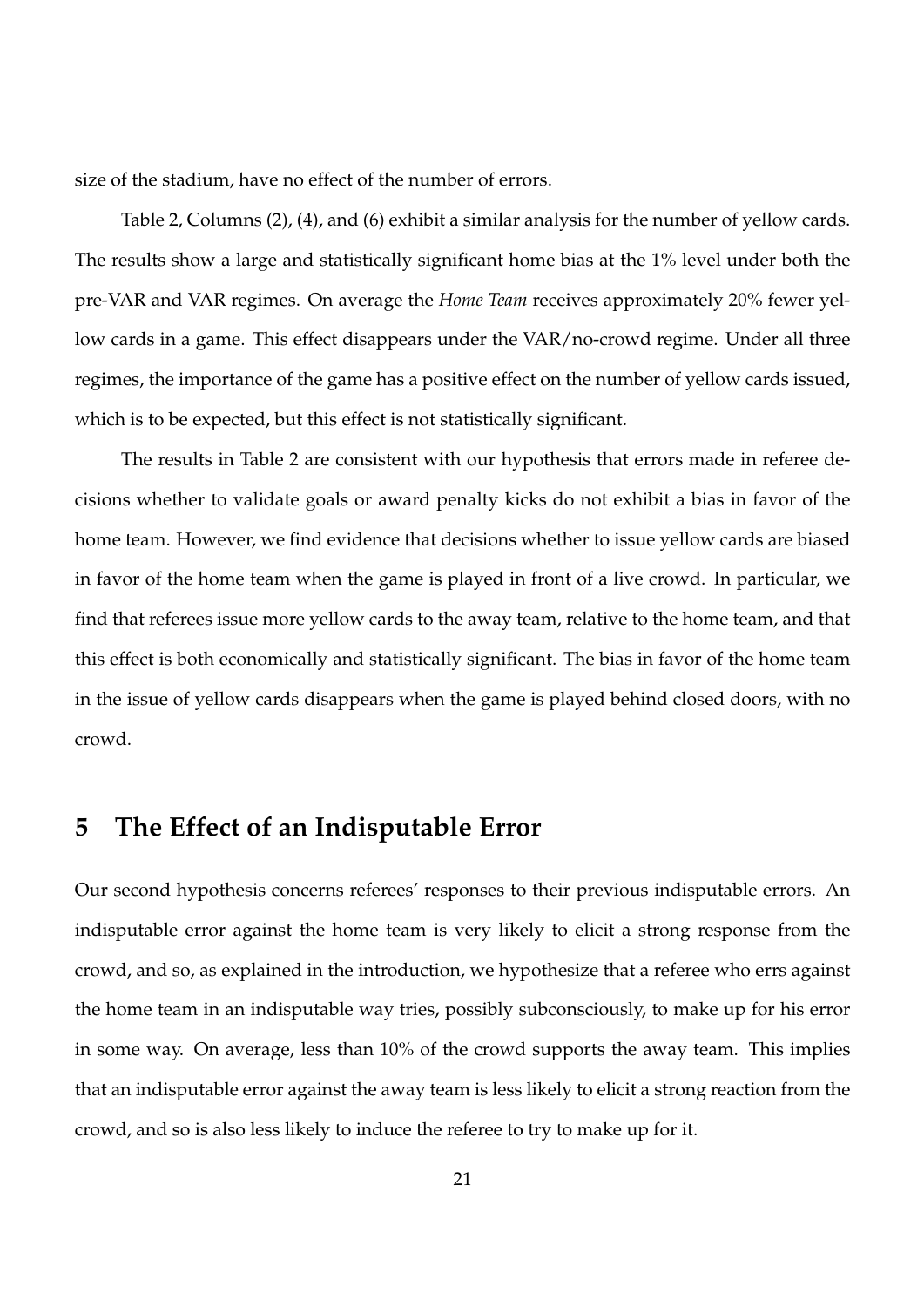size of the stadium, have no effect of the number of errors.

Table 2, Columns (2), (4), and (6) exhibit a similar analysis for the number of yellow cards. The results show a large and statistically significant home bias at the 1% level under both the pre-VAR and VAR regimes. On average the *Home Team* receives approximately 20% fewer yellow cards in a game. This effect disappears under the VAR/no-crowd regime. Under all three regimes, the importance of the game has a positive effect on the number of yellow cards issued, which is to be expected, but this effect is not statistically significant.

The results in Table 2 are consistent with our hypothesis that errors made in referee decisions whether to validate goals or award penalty kicks do not exhibit a bias in favor of the home team. However, we find evidence that decisions whether to issue yellow cards are biased in favor of the home team when the game is played in front of a live crowd. In particular, we find that referees issue more yellow cards to the away team, relative to the home team, and that this effect is both economically and statistically significant. The bias in favor of the home team in the issue of yellow cards disappears when the game is played behind closed doors, with no crowd.

## 5 The Effect of an Indisputable Error

Our second hypothesis concerns referees' responses to their previous indisputable errors. An indisputable error against the home team is very likely to elicit a strong response from the crowd, and so, as explained in the introduction, we hypothesize that a referee who errs against the home team in an indisputable way tries, possibly subconsciously, to make up for his error in some way. On average, less than 10% of the crowd supports the away team. This implies that an indisputable error against the away team is less likely to elicit a strong reaction from the crowd, and so is also less likely to induce the referee to try to make up for it.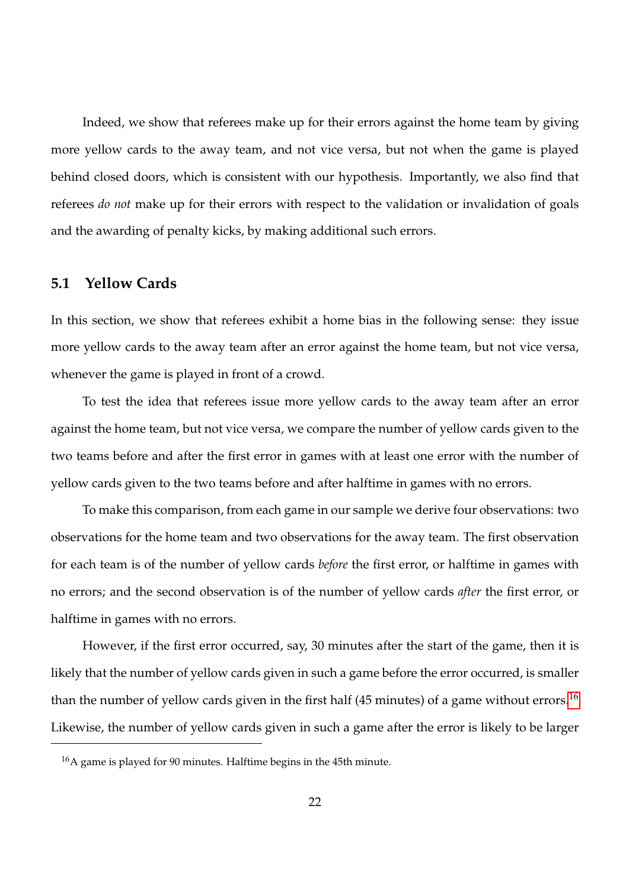Indeed, we show that referees make up for their errors against the home team by giving more yellow cards to the away team, and not vice versa, but not when the game is played behind closed doors, which is consistent with our hypothesis. Importantly, we also find that referees *do not* make up for their errors with respect to the validation or invalidation of goals and the awarding of penalty kicks, by making additional such errors.

## 5.1 Yellow Cards

In this section, we show that referees exhibit a home bias in the following sense: they issue more yellow cards to the away team after an error against the home team, but not vice versa, whenever the game is played in front of a crowd.

To test the idea that referees issue more yellow cards to the away team after an error against the home team, but not vice versa, we compare the number of yellow cards given to the two teams before and after the first error in games with at least one error with the number of yellow cards given to the two teams before and after halftime in games with no errors.

To make this comparison, from each game in our sample we derive four observations: two observations for the home team and two observations for the away team. The first observation for each team is of the number of yellow cards *before* the first error, or halftime in games with no errors; and the second observation is of the number of yellow cards *after* the first error, or halftime in games with no errors.

However, if the first error occurred, say, 30 minutes after the start of the game, then it is likely that the number of yellow cards given in such a game before the error occurred, is smaller than the number of yellow cards given in the first half (45 minutes) of a game without errors.[16] Likewise, the number of yellow cards given in such a game after the error is likely to be larger

[16] A game is played for 90 minutes. Halftime begins in the 45th minute.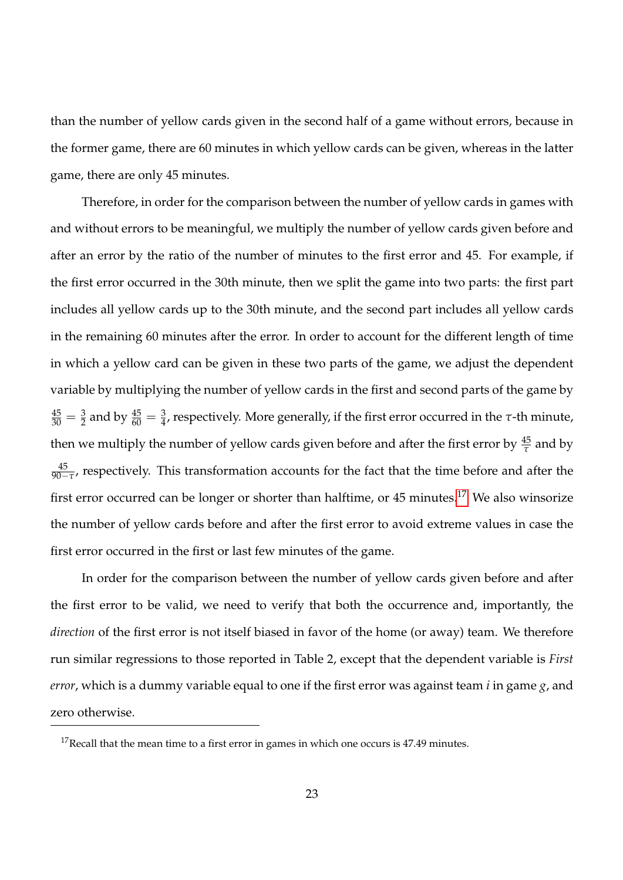than the number of yellow cards given in the second half of a game without errors, because in the former game, there are 60 minutes in which yellow cards can be given, whereas in the latter game, there are only 45 minutes.

Therefore, in order for the comparison between the number of yellow cards in games with and without errors to be meaningful, we multiply the number of yellow cards given before and after an error by the ratio of the number of minutes to the first error and 45. For example, if the first error occurred in the 30th minute, then we split the game into two parts: the first part includes all yellow cards up to the 30th minute, and the second part includes all yellow cards in the remaining 60 minutes after the error. In order to account for the different length of time in which a yellow card can be given in these two parts of the game, we adjust the dependent variable by multiplying the number of yellow cards in the first and second parts of the game by $\frac{45}{30} = \frac{3}{2}$ and by $\frac{45}{60} = \frac{3}{4}$, respectively. More generally, if the first error occurred in the $\tau$-th minute, then we multiply the number of yellow cards given before and after the first error by $\frac{45}{\tau}$ and by $\frac{45}{90-\tau}$, respectively. This transformation accounts for the fact that the time before and after the first error occurred can be longer or shorter than halftime, or 45 minutes.[17] We also winsorize the number of yellow cards before and after the first error to avoid extreme values in case the first error occurred in the first or last few minutes of the game.

In order for the comparison between the number of yellow cards given before and after the first error to be valid, we need to verify that both the occurrence and, importantly, the *direction* of the first error is not itself biased in favor of the home (or away) team. We therefore run similar regressions to those reported in Table 2, except that the dependent variable is *First error*, which is a dummy variable equal to one if the first error was against team *i* in game *g*, and zero otherwise.

[17] Recall that the mean time to a first error in games in which one occurs is 47.49 minutes.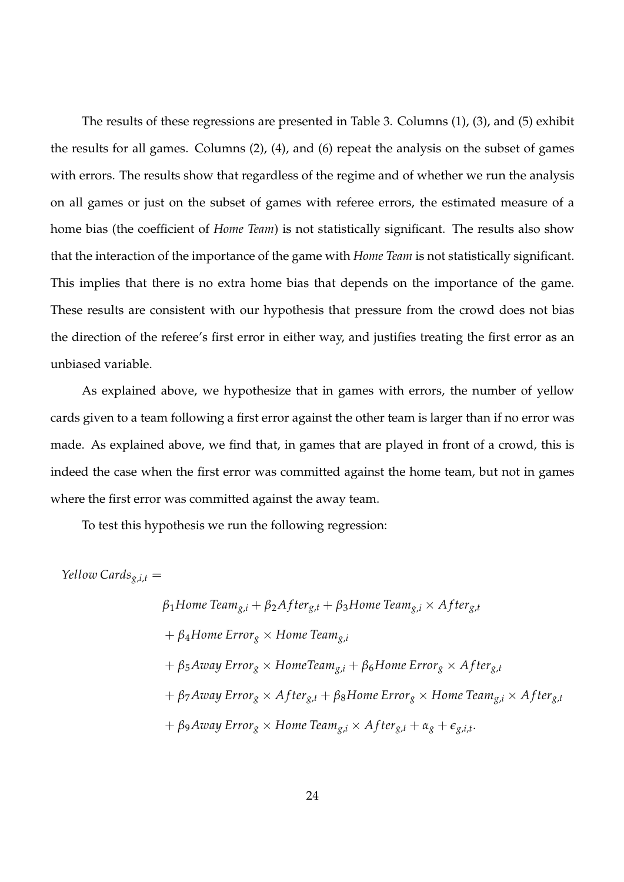The results of these regressions are presented in Table 3. Columns (1), (3), and (5) exhibit the results for all games. Columns (2), (4), and (6) repeat the analysis on the subset of games with errors. The results show that regardless of the regime and of whether we run the analysis on all games or just on the subset of games with referee errors, the estimated measure of a home bias (the coefficient of *Home Team*) is not statistically significant. The results also show that the interaction of the importance of the game with *Home Team* is not statistically significant. This implies that there is no extra home bias that depends on the importance of the game. These results are consistent with our hypothesis that pressure from the crowd does not bias the direction of the referee's first error in either way, and justifies treating the first error as an unbiased variable.

As explained above, we hypothesize that in games with errors, the number of yellow cards given to a team following a first error against the other team is larger than if no error was made. As explained above, we find that, in games that are played in front of a crowd, this is indeed the case when the first error was committed against the home team, but not in games where the first error was committed against the away team.

To test this hypothesis we run the following regression:

$$
\begin{aligned}
Yellow\,Cards_{g,i,t} = \; & \beta_1 Home\,Team_{g,i} + \beta_2 After_{g,t} + \beta_3 Home\,Team_{g,i} \times After_{g,t} \\
& + \beta_4 Home\,Error_g \times Home\,Team_{g,i} \\
& + \beta_5 Away\,Error_g \times HomeTeam_{g,i} + \beta_6 Home\,Error_g \times After_{g,t} \\
& + \beta_7 Away\,Error_g \times After_{g,t} + \beta_8 Home\,Error_g \times Home\,Team_{g,i} \times After_{g,t} \\
& + \beta_9 Away\,Error_g \times Home\,Team_{g,i} \times After_{g,t} + \alpha_g + \epsilon_{g,i,t}.
\end{aligned}
$$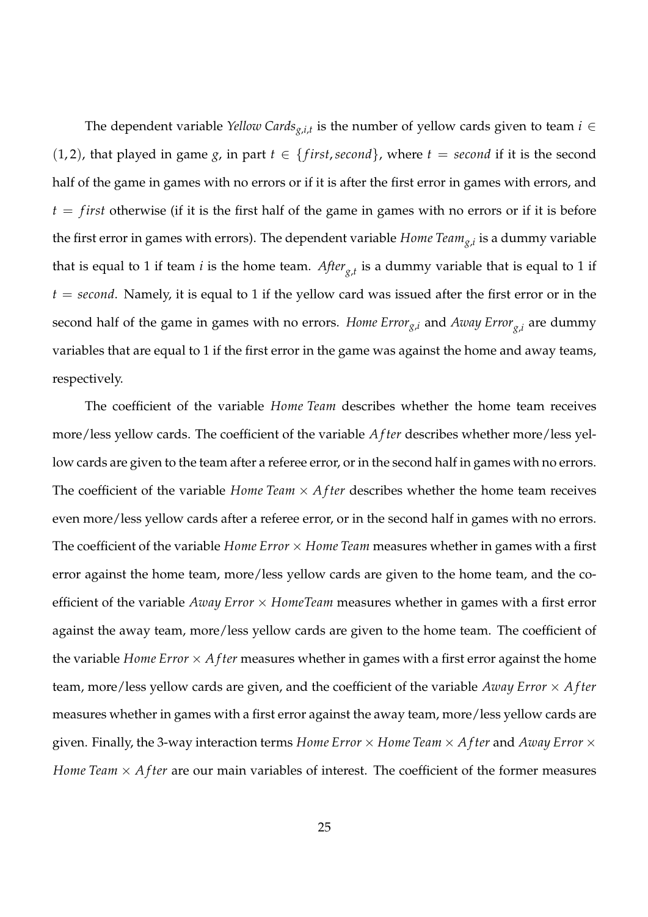The dependent variable *Yellow Cards*$_{g,i,t}$ is the number of yellow cards given to team $i \in (1, 2)$, that played in game $g$, in part $t \in \{first, second\}$, where $t = second$ if it is the second half of the game in games with no errors or if it is after the first error in games with errors, and $t = first$ otherwise (if it is the first half of the game in games with no errors or if it is before the first error in games with errors). The dependent variable *Home Team*$_{g,i}$ is a dummy variable that is equal to 1 if team $i$ is the home team. *After*$_{g,t}$ is a dummy variable that is equal to 1 if $t = second$. Namely, it is equal to 1 if the yellow card was issued after the first error or in the second half of the game in games with no errors. *Home Error*$_{g,i}$ and *Away Error*$_{g,i}$ are dummy variables that are equal to 1 if the first error in the game was against the home and away teams, respectively.

The coefficient of the variable *Home Team* describes whether the home team receives more/less yellow cards. The coefficient of the variable *After* describes whether more/less yellow cards are given to the team after a referee error, or in the second half in games with no errors. The coefficient of the variable *Home Team* $\times$ *After* describes whether the home team receives even more/less yellow cards after a referee error, or in the second half in games with no errors. The coefficient of the variable *Home Error* $\times$ *Home Team* measures whether in games with a first error against the home team, more/less yellow cards are given to the home team, and the coefficient of the variable *Away Error* $\times$ *HomeTeam* measures whether in games with a first error against the away team, more/less yellow cards are given to the home team. The coefficient of the variable *Home Error* $\times$ *After* measures whether in games with a first error against the home team, more/less yellow cards are given, and the coefficient of the variable *Away Error* $\times$ *After* measures whether in games with a first error against the away team, more/less yellow cards are given. Finally, the 3-way interaction terms *Home Error* $\times$ *Home Team* $\times$ *After* and *Away Error* $\times$ *Home Team* $\times$ *After* are our main variables of interest. The coefficient of the former measures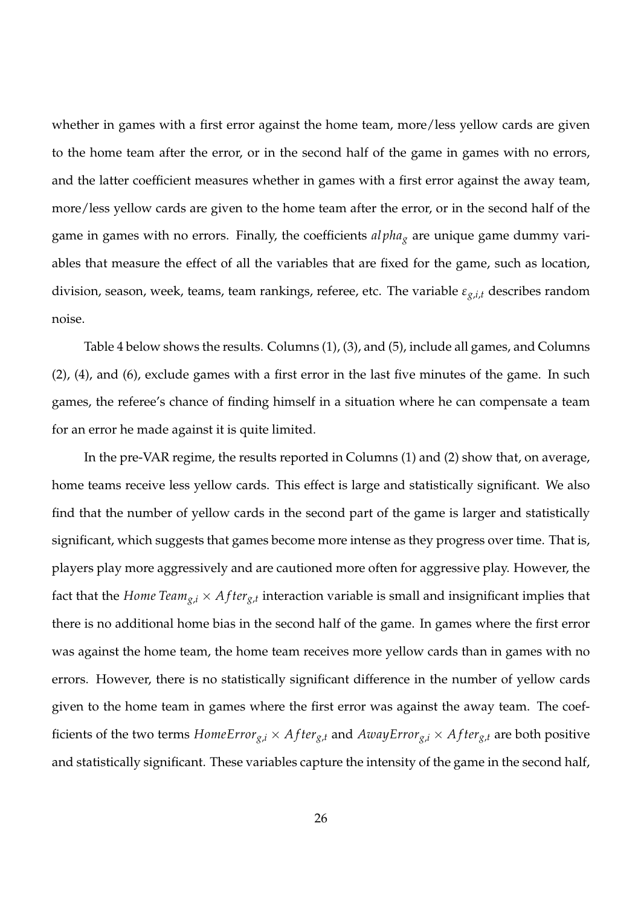whether in games with a first error against the home team, more/less yellow cards are given to the home team after the error, or in the second half of the game in games with no errors, and the latter coefficient measures whether in games with a first error against the away team, more/less yellow cards are given to the home team after the error, or in the second half of the game in games with no errors. Finally, the coefficients $alpha_g$ are unique game dummy variables that measure the effect of all the variables that are fixed for the game, such as location, division, season, week, teams, team rankings, referee, etc. The variable $\varepsilon_{g,i,t}$ describes random noise.

Table 4 below shows the results. Columns (1), (3), and (5), include all games, and Columns (2), (4), and (6), exclude games with a first error in the last five minutes of the game. In such games, the referee's chance of finding himself in a situation where he can compensate a team for an error he made against it is quite limited.

In the pre-VAR regime, the results reported in Columns (1) and (2) show that, on average, home teams receive less yellow cards. This effect is large and statistically significant. We also find that the number of yellow cards in the second part of the game is larger and statistically significant, which suggests that games become more intense as they progress over time. That is, players play more aggressively and are cautioned more often for aggressive play. However, the fact that the $Home\ Team_{g,i} \times After_{g,t}$ interaction variable is small and insignificant implies that there is no additional home bias in the second half of the game. In games where the first error was against the home team, the home team receives more yellow cards than in games with no errors. However, there is no statistically significant difference in the number of yellow cards given to the home team in games where the first error was against the away team. The coefficients of the two terms $HomeError_{g,i} \times After_{g,t}$ and $AwayError_{g,i} \times After_{g,t}$ are both positive and statistically significant. These variables capture the intensity of the game in the second half,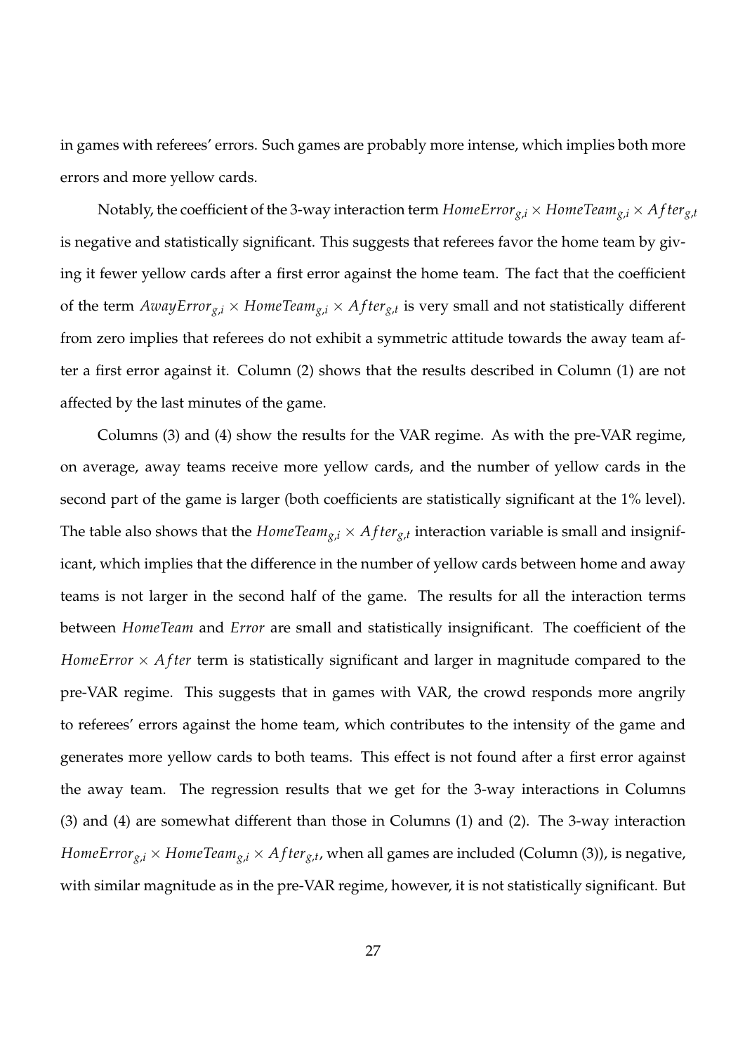in games with referees' errors. Such games are probably more intense, which implies both more errors and more yellow cards.

Notably, the coefficient of the 3-way interaction term $HomeError_{g,i} \times HomeTeam_{g,i} \times After_{g,t}$ is negative and statistically significant. This suggests that referees favor the home team by giving it fewer yellow cards after a first error against the home team. The fact that the coefficient of the term $AwayError_{g,i} \times HomeTeam_{g,i} \times After_{g,t}$ is very small and not statistically different from zero implies that referees do not exhibit a symmetric attitude towards the away team after a first error against it. Column (2) shows that the results described in Column (1) are not affected by the last minutes of the game.

Columns (3) and (4) show the results for the VAR regime. As with the pre-VAR regime, on average, away teams receive more yellow cards, and the number of yellow cards in the second part of the game is larger (both coefficients are statistically significant at the 1% level). The table also shows that the $HomeTeam_{g,i} \times After_{g,t}$ interaction variable is small and insignificant, which implies that the difference in the number of yellow cards between home and away teams is not larger in the second half of the game. The results for all the interaction terms between *HomeTeam* and *Error* are small and statistically insignificant. The coefficient of the $HomeError \times After$ term is statistically significant and larger in magnitude compared to the pre-VAR regime. This suggests that in games with VAR, the crowd responds more angrily to referees' errors against the home team, which contributes to the intensity of the game and generates more yellow cards to both teams. This effect is not found after a first error against the away team. The regression results that we get for the 3-way interactions in Columns (3) and (4) are somewhat different than those in Columns (1) and (2). The 3-way interaction $HomeError_{g,i} \times HomeTeam_{g,i} \times After_{g,t}$, when all games are included (Column (3)), is negative, with similar magnitude as in the pre-VAR regime, however, it is not statistically significant. But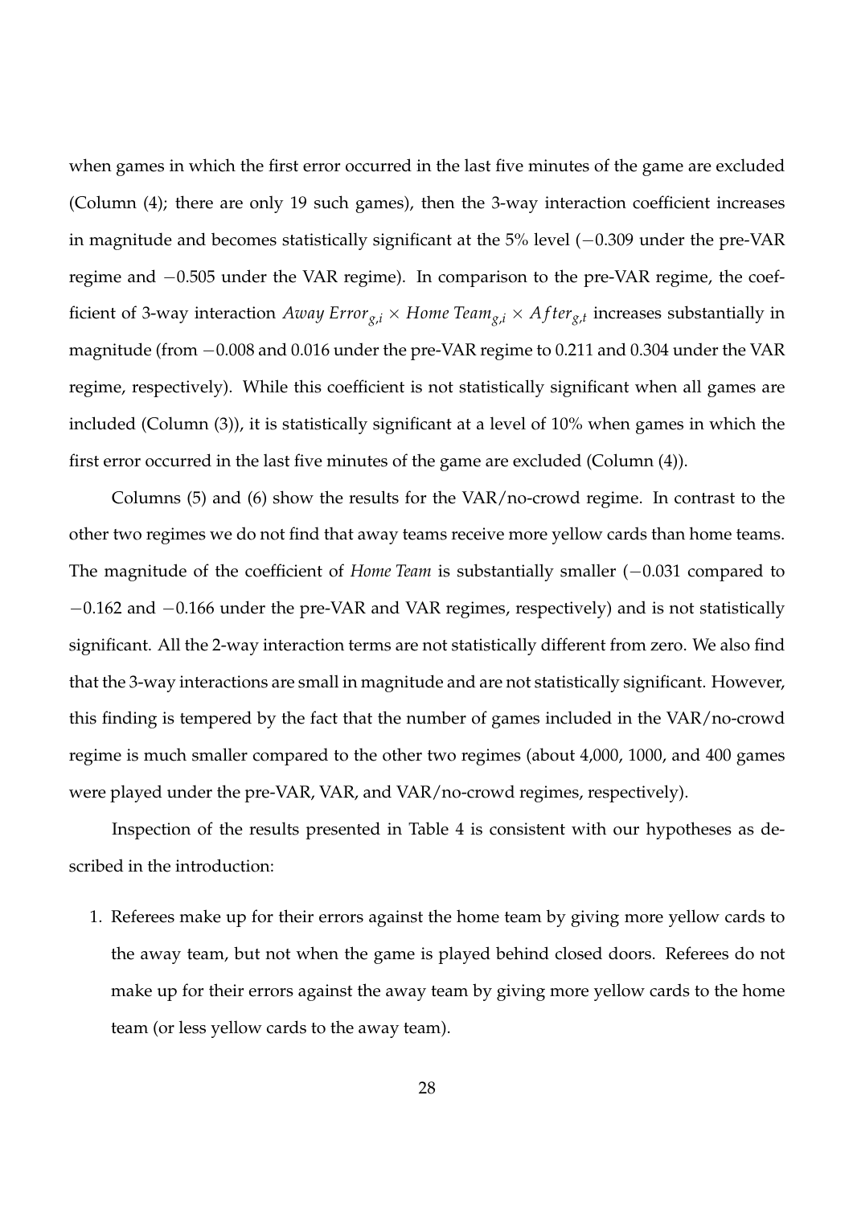when games in which the first error occurred in the last five minutes of the game are excluded (Column (4); there are only 19 such games), then the 3-way interaction coefficient increases in magnitude and becomes statistically significant at the 5% level ($-0.309$ under the pre-VAR regime and $-0.505$ under the VAR regime). In comparison to the pre-VAR regime, the coefficient of 3-way interaction $Away\ Error_{g,i} \times Home\ Team_{g,i} \times After_{g,t}$ increases substantially in magnitude (from $-0.008$ and 0.016 under the pre-VAR regime to 0.211 and 0.304 under the VAR regime, respectively). While this coefficient is not statistically significant when all games are included (Column (3)), it is statistically significant at a level of 10% when games in which the first error occurred in the last five minutes of the game are excluded (Column (4)).

Columns (5) and (6) show the results for the VAR/no-crowd regime. In contrast to the other two regimes we do not find that away teams receive more yellow cards than home teams. The magnitude of the coefficient of *Home Team* is substantially smaller ($-0.031$ compared to $-0.162$ and $-0.166$ under the pre-VAR and VAR regimes, respectively) and is not statistically significant. All the 2-way interaction terms are not statistically different from zero. We also find that the 3-way interactions are small in magnitude and are not statistically significant. However, this finding is tempered by the fact that the number of games included in the VAR/no-crowd regime is much smaller compared to the other two regimes (about 4,000, 1000, and 400 games were played under the pre-VAR, VAR, and VAR/no-crowd regimes, respectively).

Inspection of the results presented in Table 4 is consistent with our hypotheses as described in the introduction:

1. Referees make up for their errors against the home team by giving more yellow cards to the away team, but not when the game is played behind closed doors. Referees do not make up for their errors against the away team by giving more yellow cards to the home team (or less yellow cards to the away team).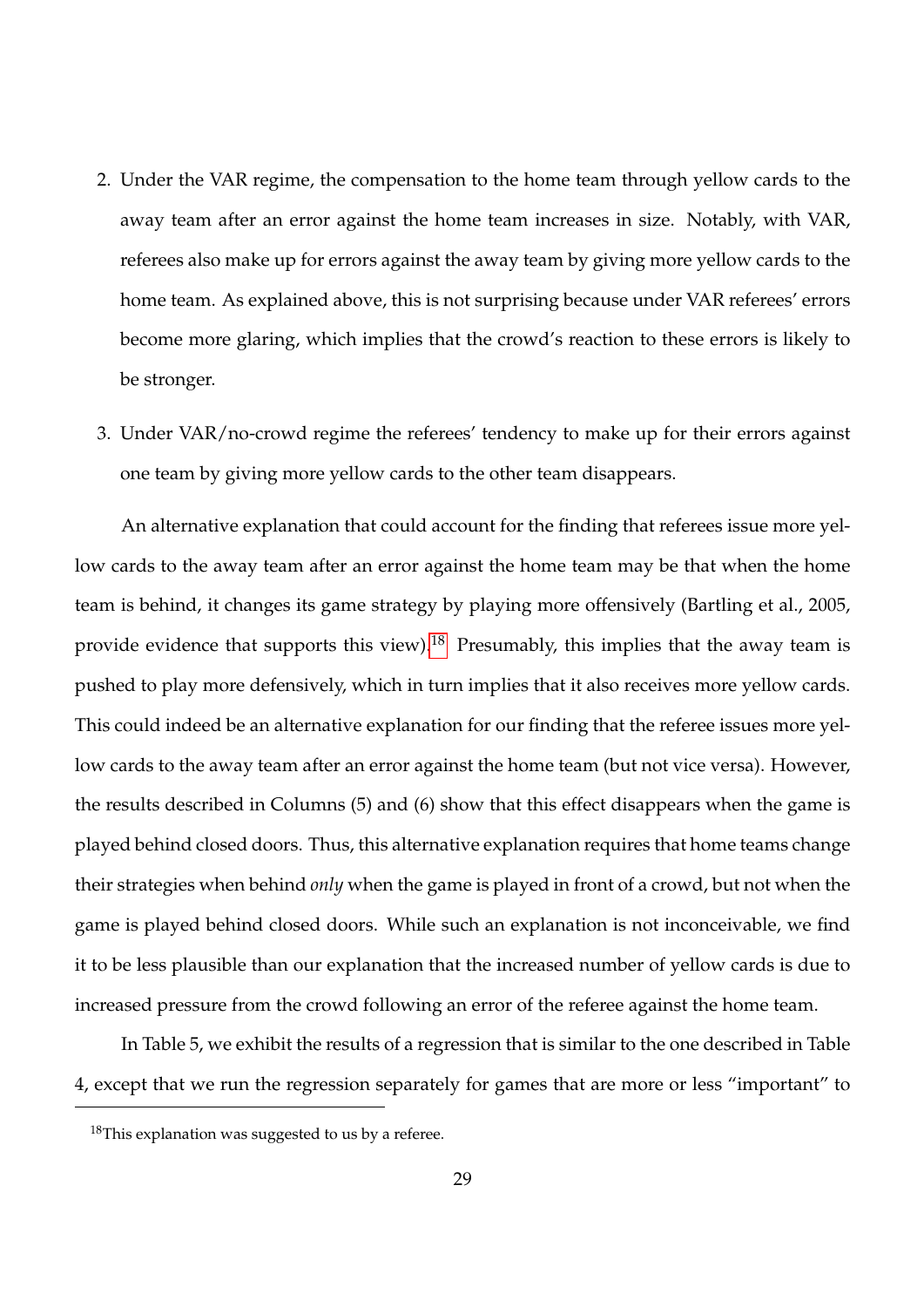2. Under the VAR regime, the compensation to the home team through yellow cards to the away team after an error against the home team increases in size. Notably, with VAR, referees also make up for errors against the away team by giving more yellow cards to the home team. As explained above, this is not surprising because under VAR referees' errors become more glaring, which implies that the crowd's reaction to these errors is likely to be stronger.

3. Under VAR/no-crowd regime the referees' tendency to make up for their errors against one team by giving more yellow cards to the other team disappears.

An alternative explanation that could account for the finding that referees issue more yellow cards to the away team after an error against the home team may be that when the home team is behind, it changes its game strategy by playing more offensively (Bartling et al., 2005, provide evidence that supports this view).[18] Presumably, this implies that the away team is pushed to play more defensively, which in turn implies that it also receives more yellow cards. This could indeed be an alternative explanation for our finding that the referee issues more yellow cards to the away team after an error against the home team (but not vice versa). However, the results described in Columns (5) and (6) show that this effect disappears when the game is played behind closed doors. Thus, this alternative explanation requires that home teams change their strategies when behind *only* when the game is played in front of a crowd, but not when the game is played behind closed doors. While such an explanation is not inconceivable, we find it to be less plausible than our explanation that the increased number of yellow cards is due to increased pressure from the crowd following an error of the referee against the home team.

In Table 5, we exhibit the results of a regression that is similar to the one described in Table 4, except that we run the regression separately for games that are more or less "important" to

[18] This explanation was suggested to us by a referee.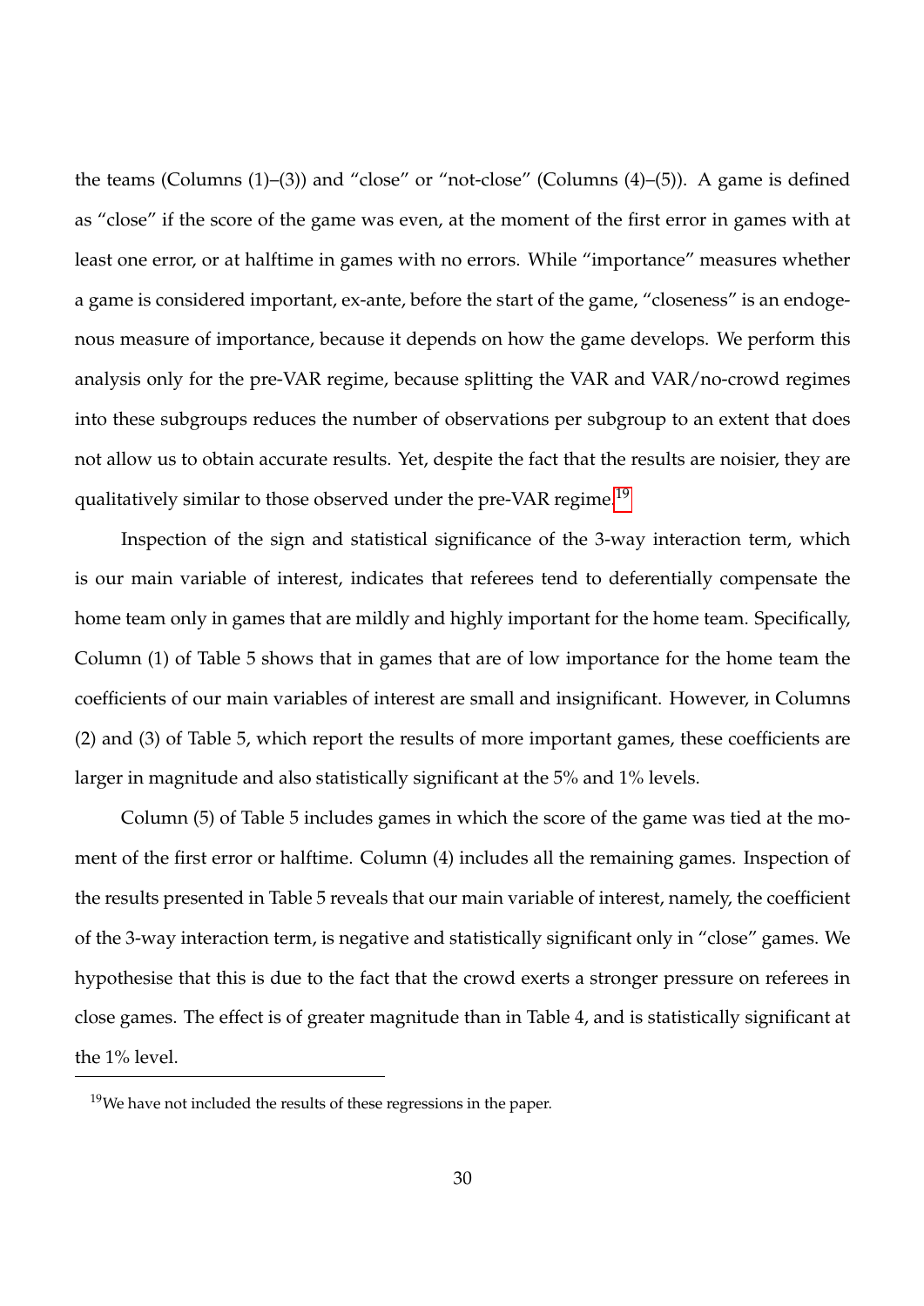the teams (Columns (1)–(3)) and "close" or "not-close" (Columns (4)–(5)). A game is defined as "close" if the score of the game was even, at the moment of the first error in games with at least one error, or at halftime in games with no errors. While "importance" measures whether a game is considered important, ex-ante, before the start of the game, "closeness" is an endogenous measure of importance, because it depends on how the game develops. We perform this analysis only for the pre-VAR regime, because splitting the VAR and VAR/no-crowd regimes into these subgroups reduces the number of observations per subgroup to an extent that does not allow us to obtain accurate results. Yet, despite the fact that the results are noisier, they are qualitatively similar to those observed under the pre-VAR regime.[19]

Inspection of the sign and statistical significance of the 3-way interaction term, which is our main variable of interest, indicates that referees tend to deferentially compensate the home team only in games that are mildly and highly important for the home team. Specifically, Column (1) of Table 5 shows that in games that are of low importance for the home team the coefficients of our main variables of interest are small and insignificant. However, in Columns (2) and (3) of Table 5, which report the results of more important games, these coefficients are larger in magnitude and also statistically significant at the 5% and 1% levels.

Column (5) of Table 5 includes games in which the score of the game was tied at the moment of the first error or halftime. Column (4) includes all the remaining games. Inspection of the results presented in Table 5 reveals that our main variable of interest, namely, the coefficient of the 3-way interaction term, is negative and statistically significant only in "close" games. We hypothesise that this is due to the fact that the crowd exerts a stronger pressure on referees in close games. The effect is of greater magnitude than in Table 4, and is statistically significant at the 1% level.

[19] We have not included the results of these regressions in the paper.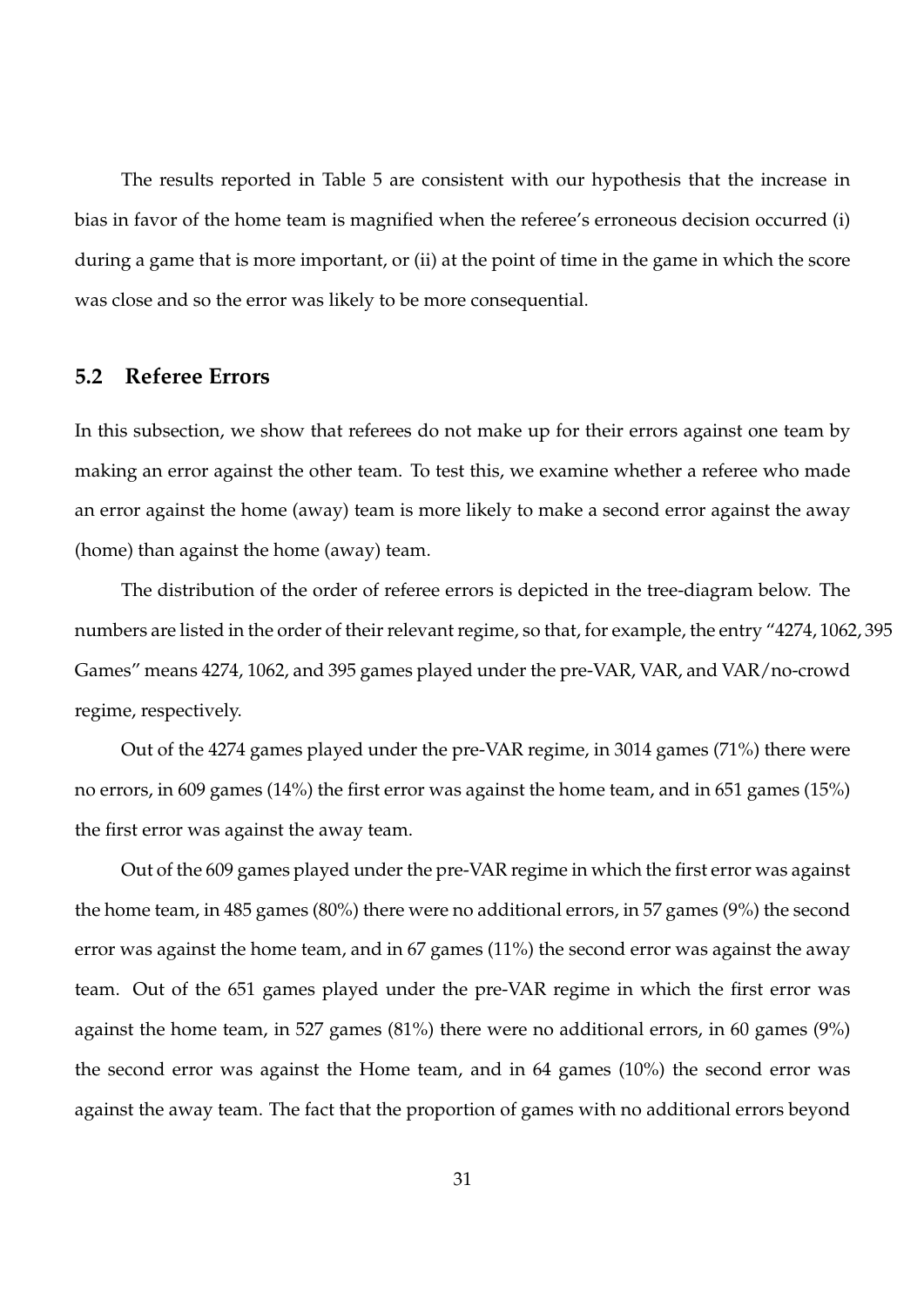The results reported in Table 5 are consistent with our hypothesis that the increase in bias in favor of the home team is magnified when the referee's erroneous decision occurred (i) during a game that is more important, or (ii) at the point of time in the game in which the score was close and so the error was likely to be more consequential.

## 5.2 Referee Errors

In this subsection, we show that referees do not make up for their errors against one team by making an error against the other team. To test this, we examine whether a referee who made an error against the home (away) team is more likely to make a second error against the away (home) than against the home (away) team.

The distribution of the order of referee errors is depicted in the tree-diagram below. The numbers are listed in the order of their relevant regime, so that, for example, the entry "4274, 1062, 395 Games" means 4274, 1062, and 395 games played under the pre-VAR, VAR, and VAR/no-crowd regime, respectively.

Out of the 4274 games played under the pre-VAR regime, in 3014 games (71%) there were no errors, in 609 games (14%) the first error was against the home team, and in 651 games (15%) the first error was against the away team.

Out of the 609 games played under the pre-VAR regime in which the first error was against the home team, in 485 games (80%) there were no additional errors, in 57 games (9%) the second error was against the home team, and in 67 games (11%) the second error was against the away team. Out of the 651 games played under the pre-VAR regime in which the first error was against the home team, in 527 games (81%) there were no additional errors, in 60 games (9%) the second error was against the Home team, and in 64 games (10%) the second error was against the away team. The fact that the proportion of games with no additional errors beyond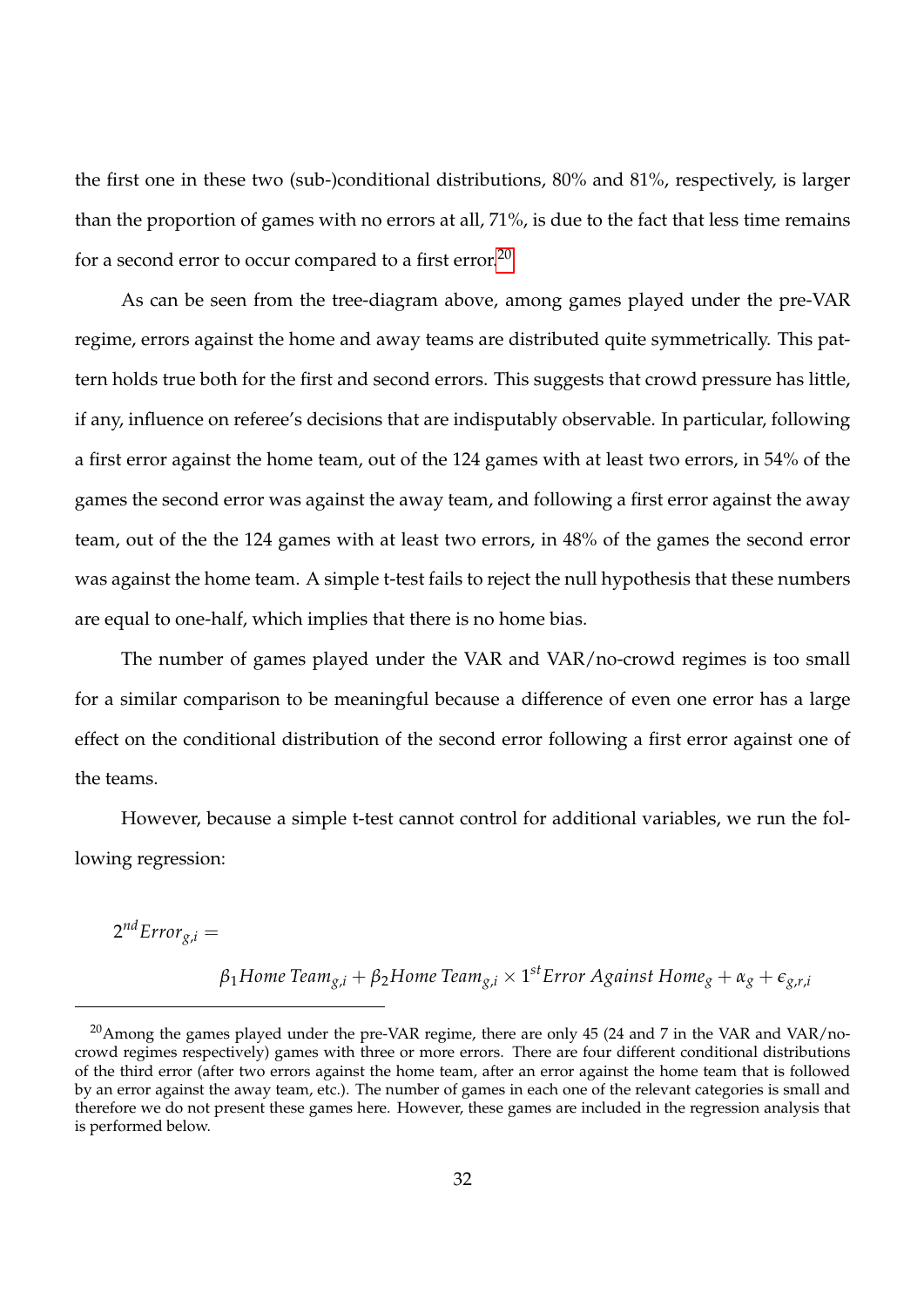the first one in these two (sub-)conditional distributions, 80% and 81%, respectively, is larger than the proportion of games with no errors at all, 71%, is due to the fact that less time remains for a second error to occur compared to a first error.[20]

As can be seen from the tree-diagram above, among games played under the pre-VAR regime, errors against the home and away teams are distributed quite symmetrically. This pattern holds true both for the first and second errors. This suggests that crowd pressure has little, if any, influence on referee's decisions that are indisputably observable. In particular, following a first error against the home team, out of the 124 games with at least two errors, in 54% of the games the second error was against the away team, and following a first error against the away team, out of the the 124 games with at least two errors, in 48% of the games the second error was against the home team. A simple t-test fails to reject the null hypothesis that these numbers are equal to one-half, which implies that there is no home bias.

The number of games played under the VAR and VAR/no-crowd regimes is too small for a similar comparison to be meaningful because a difference of even one error has a large effect on the conditional distribution of the second error following a first error against one of the teams.

However, because a simple t-test cannot control for additional variables, we run the following regression:

$$2^{nd}Error_{g,i} = \beta_1 Home\ Team_{g,i} + \beta_2 Home\ Team_{g,i} \times 1^{st} Error\ Against\ Home_g + \alpha_g + \epsilon_{g,r,i}$$

[20] Among the games played under the pre-VAR regime, there are only 45 (24 and 7 in the VAR and VAR/no-crowd regimes respectively) games with three or more errors. There are four different conditional distributions of the third error (after two errors against the home team, after an error against the home team that is followed by an error against the away team, etc.). The number of games in each one of the relevant categories is small and therefore we do not present these games here. However, these games are included in the regression analysis that is performed below.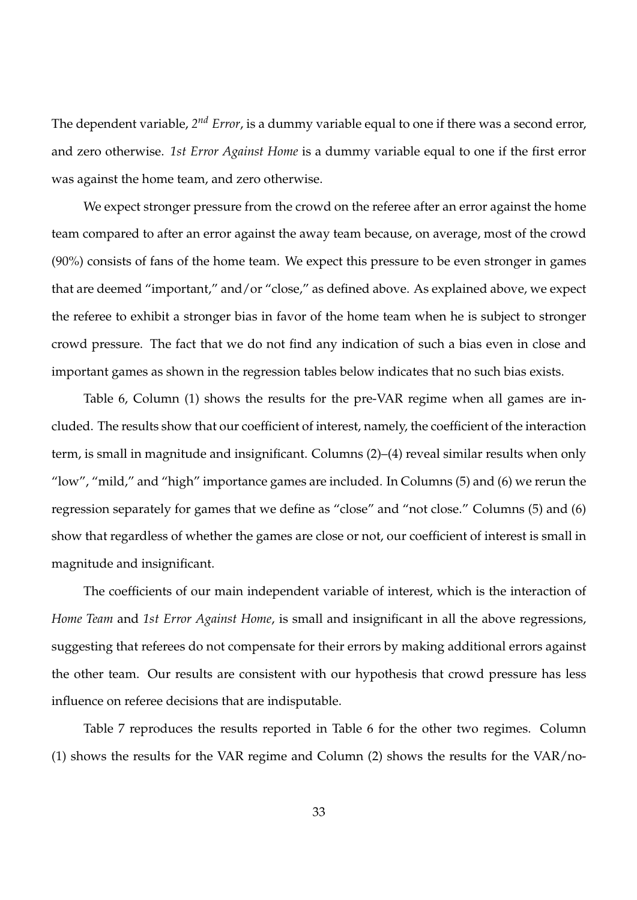The dependent variable, *2$^{nd}$ Error*, is a dummy variable equal to one if there was a second error, and zero otherwise. *1st Error Against Home* is a dummy variable equal to one if the first error was against the home team, and zero otherwise.

We expect stronger pressure from the crowd on the referee after an error against the home team compared to after an error against the away team because, on average, most of the crowd (90%) consists of fans of the home team. We expect this pressure to be even stronger in games that are deemed "important," and/or "close," as defined above. As explained above, we expect the referee to exhibit a stronger bias in favor of the home team when he is subject to stronger crowd pressure. The fact that we do not find any indication of such a bias even in close and important games as shown in the regression tables below indicates that no such bias exists.

Table 6, Column (1) shows the results for the pre-VAR regime when all games are included. The results show that our coefficient of interest, namely, the coefficient of the interaction term, is small in magnitude and insignificant. Columns (2)–(4) reveal similar results when only "low", "mild," and "high" importance games are included. In Columns (5) and (6) we rerun the regression separately for games that we define as "close" and "not close." Columns (5) and (6) show that regardless of whether the games are close or not, our coefficient of interest is small in magnitude and insignificant.

The coefficients of our main independent variable of interest, which is the interaction of *Home Team* and *1st Error Against Home*, is small and insignificant in all the above regressions, suggesting that referees do not compensate for their errors by making additional errors against the other team. Our results are consistent with our hypothesis that crowd pressure has less influence on referee decisions that are indisputable.

Table 7 reproduces the results reported in Table 6 for the other two regimes. Column (1) shows the results for the VAR regime and Column (2) shows the results for the VAR/no-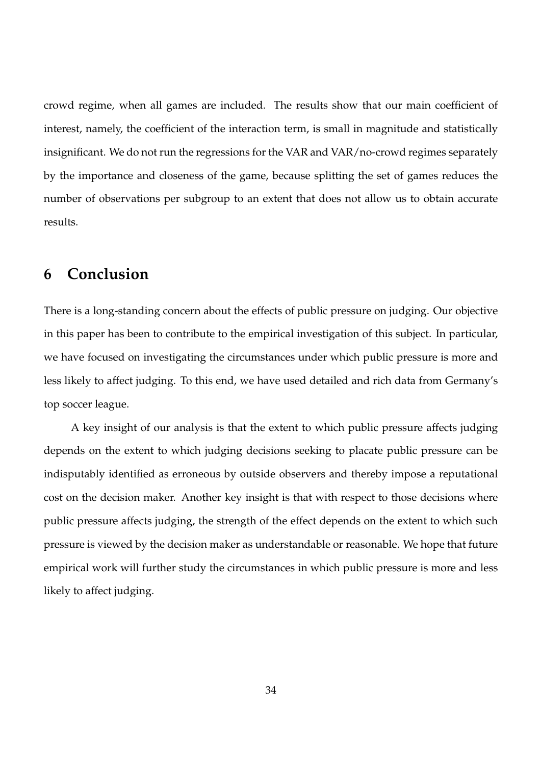crowd regime, when all games are included. The results show that our main coefficient of interest, namely, the coefficient of the interaction term, is small in magnitude and statistically insignificant. We do not run the regressions for the VAR and VAR/no-crowd regimes separately by the importance and closeness of the game, because splitting the set of games reduces the number of observations per subgroup to an extent that does not allow us to obtain accurate results.

## 6 Conclusion

There is a long-standing concern about the effects of public pressure on judging. Our objective in this paper has been to contribute to the empirical investigation of this subject. In particular, we have focused on investigating the circumstances under which public pressure is more and less likely to affect judging. To this end, we have used detailed and rich data from Germany's top soccer league.

A key insight of our analysis is that the extent to which public pressure affects judging depends on the extent to which judging decisions seeking to placate public pressure can be indisputably identified as erroneous by outside observers and thereby impose a reputational cost on the decision maker. Another key insight is that with respect to those decisions where public pressure affects judging, the strength of the effect depends on the extent to which such pressure is viewed by the decision maker as understandable or reasonable. We hope that future empirical work will further study the circumstances in which public pressure is more and less likely to affect judging.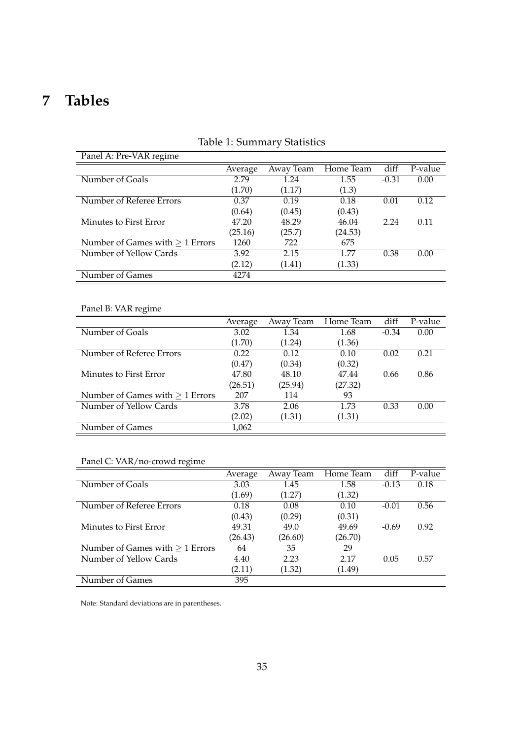# 7 Tables

Table 1: Summary Statistics

Panel A: Pre-VAR regime

| | Average | Away Team | Home Team | diff | P-value |
|---|---|---|---|---|---|
| Number of Goals | 2.79 | 1.24 | 1.55 | -0.31 | 0.00 |
| | (1.70) | (1.17) | (1.3) | | |
| Number of Referee Errors | 0.37 | 0.19 | 0.18 | 0.01 | 0.12 |
| | (0.64) | (0.45) | (0.43) | | |
| Minutes to First Error | 47.20 | 48.29 | 46.04 | 2.24 | 0.11 |
| | (25.16) | (25.7) | (24.53) | | |
| Number of Games with $\geq 1$ Errors | 1260 | 722 | 675 | | |
| Number of Yellow Cards | 3.92 | 2.15 | 1.77 | 0.38 | 0.00 |
| | (2.12) | (1.41) | (1.33) | | |
| Number of Games | 4274 | | | | |

Panel B: VAR regime

| | Average | Away Team | Home Team | diff | P-value |
|---|---|---|---|---|---|
| Number of Goals | 3.02 | 1.34 | 1.68 | -0.34 | 0.00 |
| | (1.70) | (1.24) | (1.36) | | |
| Number of Referee Errors | 0.22 | 0.12 | 0.10 | 0.02 | 0.21 |
| | (0.47) | (0.34) | (0.32) | | |
| Minutes to First Error | 47.80 | 48.10 | 47.44 | 0.66 | 0.86 |
| | (26.51) | (25.94) | (27.32) | | |
| Number of Games with $\geq 1$ Errors | 207 | 114 | 93 | | |
| Number of Yellow Cards | 3.78 | 2.06 | 1.73 | 0.33 | 0.00 |
| | (2.02) | (1.31) | (1.31) | | |
| Number of Games | 1,062 | | | | |

Panel C: VAR/no-crowd regime

| | Average | Away Team | Home Team | diff | P-value |
|---|---|---|---|---|---|
| Number of Goals | 3.03 | 1.45 | 1.58 | -0.13 | 0.18 |
| | (1.69) | (1.27) | (1.32) | | |
| Number of Referee Errors | 0.18 | 0.08 | 0.10 | -0.01 | 0.56 |
| | (0.43) | (0.29) | (0.31) | | |
| Minutes to First Error | 49.31 | 49.0 | 49.69 | -0.69 | 0.92 |
| | (26.43) | (26.60) | (26.70) | | |
| Number of Games with $\geq 1$ Errors | 64 | 35 | 29 | | |
| Number of Yellow Cards | 4.40 | 2.23 | 2.17 | 0.05 | 0.57 |
| | (2.11) | (1.32) | (1.49) | | |
| Number of Games | 395 | | | | |

Note: Standard deviations are in parentheses.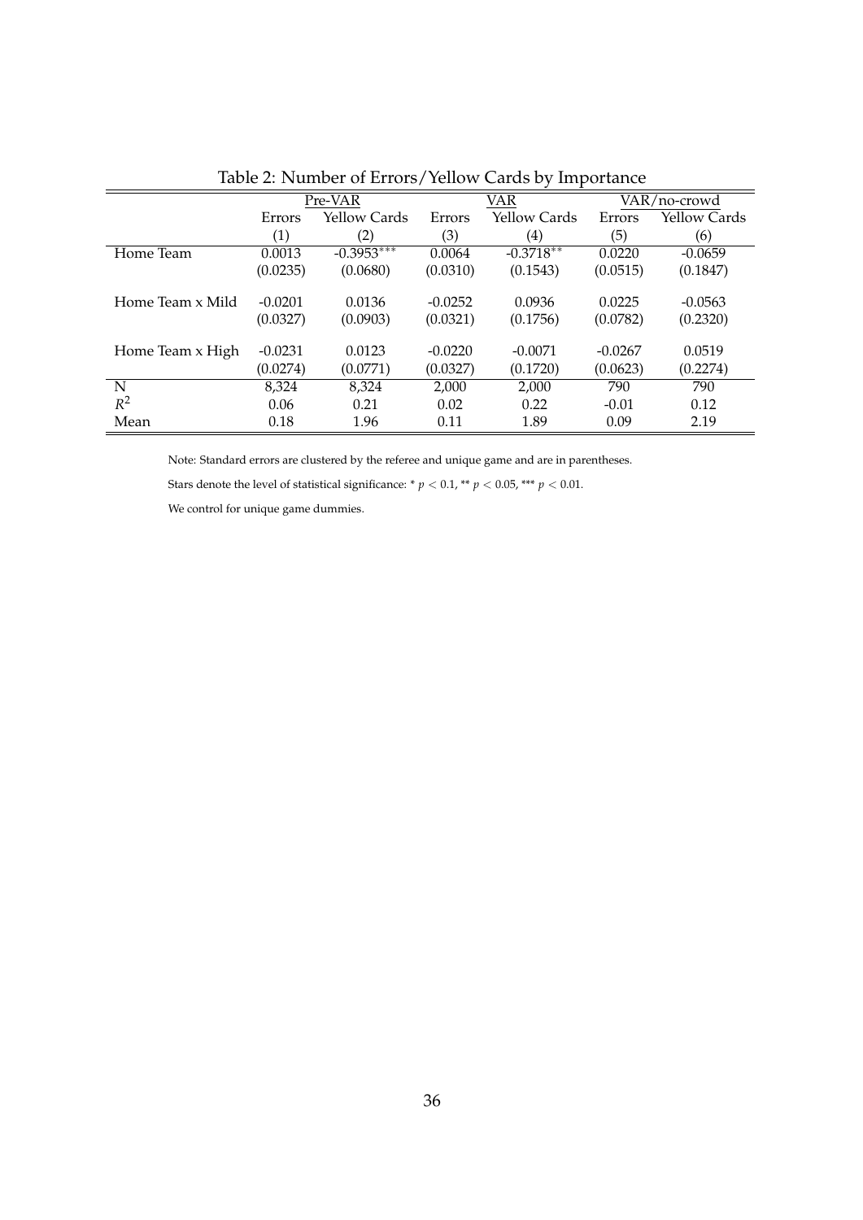Table 2: Number of Errors/Yellow Cards by Importance

| | Pre-VAR | | VAR | | VAR/no-crowd | |
|---|---|---|---|---|---|---|
| | Errors | Yellow Cards | Errors | Yellow Cards | Errors | Yellow Cards |
| | (1) | (2) | (3) | (4) | (5) | (6) |
| Home Team | 0.0013 | -0.3953*** | 0.0064 | -0.3718** | 0.0220 | -0.0659 |
| | (0.0235) | (0.0680) | (0.0310) | (0.1543) | (0.0515) | (0.1847) |
| Home Team x Mild | -0.0201 | 0.0136 | -0.0252 | 0.0936 | 0.0225 | -0.0563 |
| | (0.0327) | (0.0903) | (0.0321) | (0.1756) | (0.0782) | (0.2320) |
| Home Team x High | -0.0231 | 0.0123 | -0.0220 | -0.0071 | -0.0267 | 0.0519 |
| | (0.0274) | (0.0771) | (0.0327) | (0.1720) | (0.0623) | (0.2274) |
| N | 8,324 | 8,324 | 2,000 | 2,000 | 790 | 790 |
| $R^2$ | 0.06 | 0.21 | 0.02 | 0.22 | -0.01 | 0.12 |
| Mean | 0.18 | 1.96 | 0.11 | 1.89 | 0.09 | 2.19 |

Note: Standard errors are clustered by the referee and unique game and are in parentheses.

Stars denote the level of statistical significance: * $p < 0.1$, ** $p < 0.05$, *** $p < 0.01$.

We control for unique game dummies.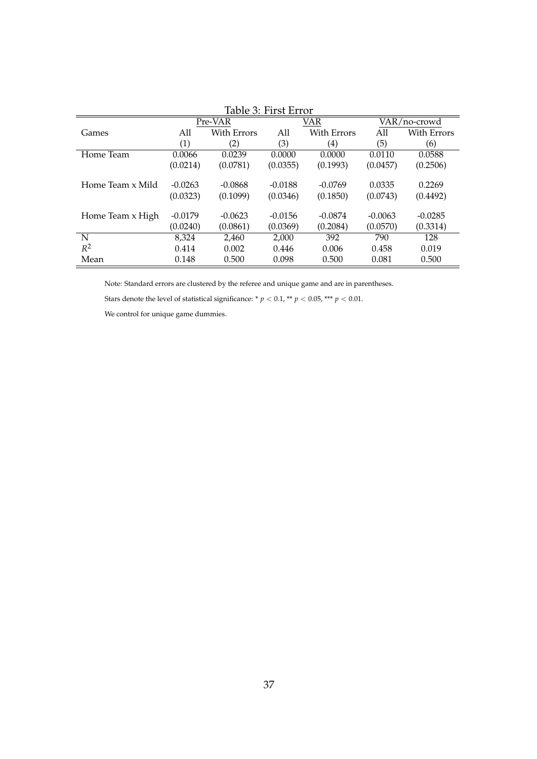Table 3: First Error

| | Pre-VAR | | VAR | | VAR/no-crowd | |
|---|---|---|---|---|---|---|
| Games | All | With Errors | All | With Errors | All | With Errors |
| | (1) | (2) | (3) | (4) | (5) | (6) |
| Home Team | 0.0066 | 0.0239 | 0.0000 | 0.0000 | 0.0110 | 0.0588 |
| | (0.0214) | (0.0781) | (0.0355) | (0.1993) | (0.0457) | (0.2506) |
| Home Team x Mild | -0.0263 | -0.0868 | -0.0188 | -0.0769 | 0.0335 | 0.2269 |
| | (0.0323) | (0.1099) | (0.0346) | (0.1850) | (0.0743) | (0.4492) |
| Home Team x High | -0.0179 | -0.0623 | -0.0156 | -0.0874 | -0.0063 | -0.0285 |
| | (0.0240) | (0.0861) | (0.0369) | (0.2084) | (0.0570) | (0.3314) |
| N | 8,324 | 2,460 | 2,000 | 392 | 790 | 128 |
| $R^2$ | 0.414 | 0.002 | 0.446 | 0.006 | 0.458 | 0.019 |
| Mean | 0.148 | 0.500 | 0.098 | 0.500 | 0.081 | 0.500 |

Note: Standard errors are clustered by the referee and unique game and are in parentheses.

Stars denote the level of statistical significance: * $p < 0.1$, ** $p < 0.05$, *** $p < 0.01$.

We control for unique game dummies.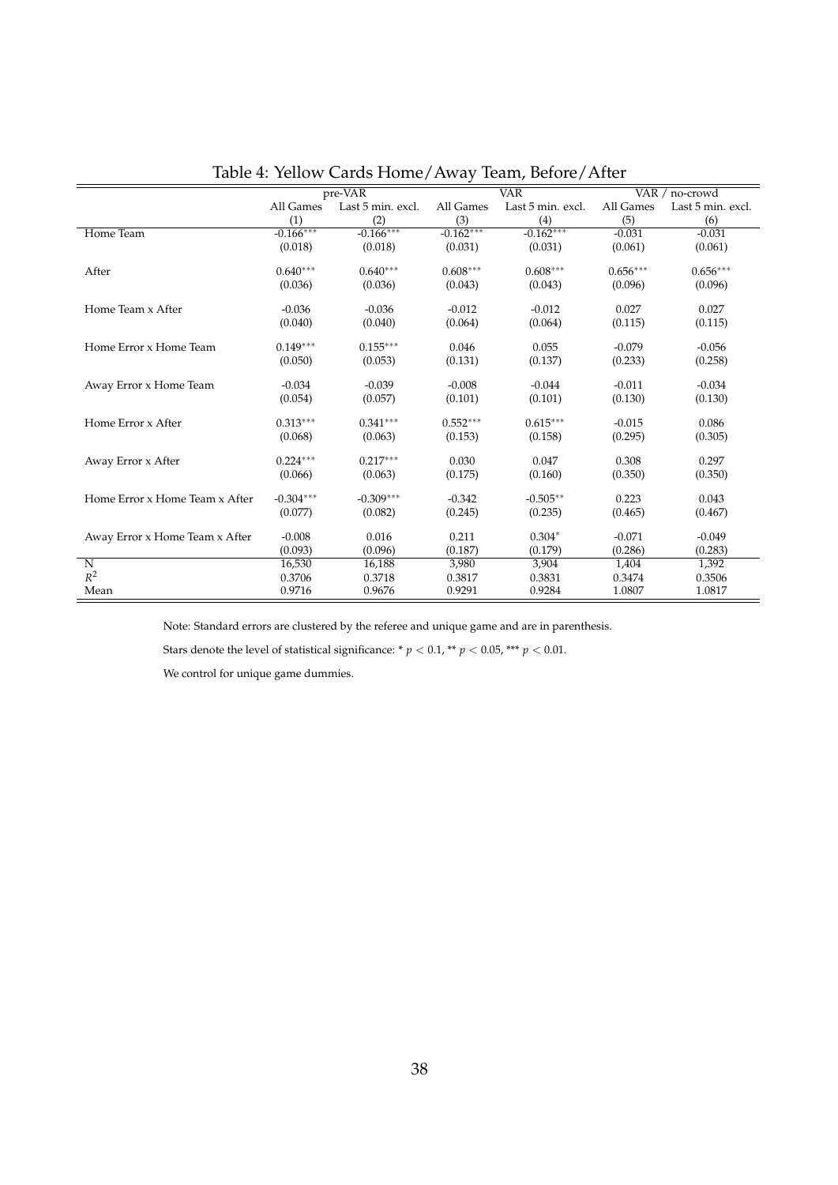# Table 4: Yellow Cards Home/Away Team, Before/After

| | pre-VAR | | VAR | | VAR / no-crowd | |
|---|---|---|---|---|---|---|
| | All Games | Last 5 min. excl. | All Games | Last 5 min. excl. | All Games | Last 5 min. excl. |
| | (1) | (2) | (3) | (4) | (5) | (6) |
| Home Team | -0.166*** | -0.166*** | -0.162*** | -0.162*** | -0.031 | -0.031 |
| | (0.018) | (0.018) | (0.031) | (0.031) | (0.061) | (0.061) |
| After | 0.640*** | 0.640*** | 0.608*** | 0.608*** | 0.656*** | 0.656*** |
| | (0.036) | (0.036) | (0.043) | (0.043) | (0.096) | (0.096) |
| Home Team x After | -0.036 | -0.036 | -0.012 | -0.012 | 0.027 | 0.027 |
| | (0.040) | (0.040) | (0.064) | (0.064) | (0.115) | (0.115) |
| Home Error x Home Team | 0.149*** | 0.155*** | 0.046 | 0.055 | -0.079 | -0.056 |
| | (0.050) | (0.053) | (0.131) | (0.137) | (0.233) | (0.258) |
| Away Error x Home Team | -0.034 | -0.039 | -0.008 | -0.044 | -0.011 | -0.034 |
| | (0.054) | (0.057) | (0.101) | (0.101) | (0.130) | (0.130) |
| Home Error x After | 0.313*** | 0.341*** | 0.552*** | 0.615*** | -0.015 | 0.086 |
| | (0.068) | (0.063) | (0.153) | (0.158) | (0.295) | (0.305) |
| Away Error x After | 0.224*** | 0.217*** | 0.030 | 0.047 | 0.308 | 0.297 |
| | (0.066) | (0.063) | (0.175) | (0.160) | (0.350) | (0.350) |
| Home Error x Home Team x After | -0.304*** | -0.309*** | -0.342 | -0.505** | 0.223 | 0.043 |
| | (0.077) | (0.082) | (0.245) | (0.235) | (0.465) | (0.467) |
| Away Error x Home Team x After | -0.008 | 0.016 | 0.211 | 0.304* | -0.071 | -0.049 |
| | (0.093) | (0.096) | (0.187) | (0.179) | (0.286) | (0.283) |
| N | 16,530 | 16,188 | 3,980 | 3,904 | 1,404 | 1,392 |
| $R^2$ | 0.3706 | 0.3718 | 0.3817 | 0.3831 | 0.3474 | 0.3506 |
| Mean | 0.9716 | 0.9676 | 0.9291 | 0.9284 | 1.0807 | 1.0817 |

Note: Standard errors are clustered by the referee and unique game and are in parenthesis.

Stars denote the level of statistical significance: * $p < 0.1$, ** $p < 0.05$, *** $p < 0.01$.

We control for unique game dummies.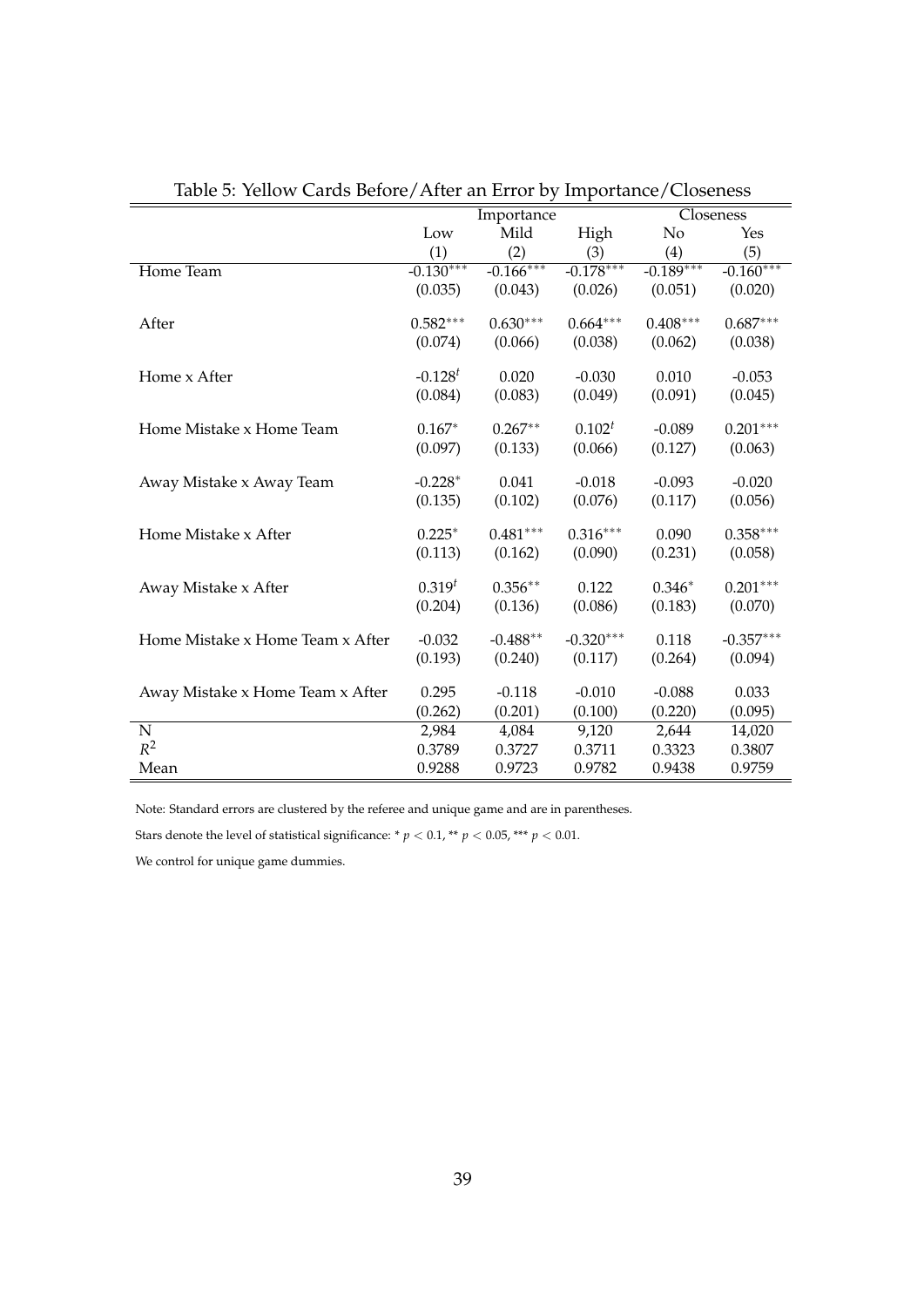Table 5: Yellow Cards Before/After an Error by Importance/Closeness

| | Importance | | | Closeness | |
|---|---|---|---|---|---|
| | Low | Mild | High | No | Yes |
| | (1) | (2) | (3) | (4) | (5) |
| Home Team | -0.130*** | -0.166*** | -0.178*** | -0.189*** | -0.160*** |
| | (0.035) | (0.043) | (0.026) | (0.051) | (0.020) |
| After | 0.582*** | 0.630*** | 0.664*** | 0.408*** | 0.687*** |
| | (0.074) | (0.066) | (0.038) | (0.062) | (0.038) |
| Home x After | -0.128$^t$ | 0.020 | -0.030 | 0.010 | -0.053 |
| | (0.084) | (0.083) | (0.049) | (0.091) | (0.045) |
| Home Mistake x Home Team | 0.167* | 0.267** | 0.102$^t$ | -0.089 | 0.201*** |
| | (0.097) | (0.133) | (0.066) | (0.127) | (0.063) |
| Away Mistake x Away Team | -0.228* | 0.041 | -0.018 | -0.093 | -0.020 |
| | (0.135) | (0.102) | (0.076) | (0.117) | (0.056) |
| Home Mistake x After | 0.225* | 0.481*** | 0.316*** | 0.090 | 0.358*** |
| | (0.113) | (0.162) | (0.090) | (0.231) | (0.058) |
| Away Mistake x After | 0.319$^t$ | 0.356** | 0.122 | 0.346* | 0.201*** |
| | (0.204) | (0.136) | (0.086) | (0.183) | (0.070) |
| Home Mistake x Home Team x After | -0.032 | -0.488** | -0.320*** | 0.118 | -0.357*** |
| | (0.193) | (0.240) | (0.117) | (0.264) | (0.094) |
| Away Mistake x Home Team x After | 0.295 | -0.118 | -0.010 | -0.088 | 0.033 |
| | (0.262) | (0.201) | (0.100) | (0.220) | (0.095) |
| N | 2,984 | 4,084 | 9,120 | 2,644 | 14,020 |
| $R^2$ | 0.3789 | 0.3727 | 0.3711 | 0.3323 | 0.3807 |
| Mean | 0.9288 | 0.9723 | 0.9782 | 0.9438 | 0.9759 |

Note: Standard errors are clustered by the referee and unique game and are in parentheses.

Stars denote the level of statistical significance: * $p < 0.1$, ** $p < 0.05$, *** $p < 0.01$.

We control for unique game dummies.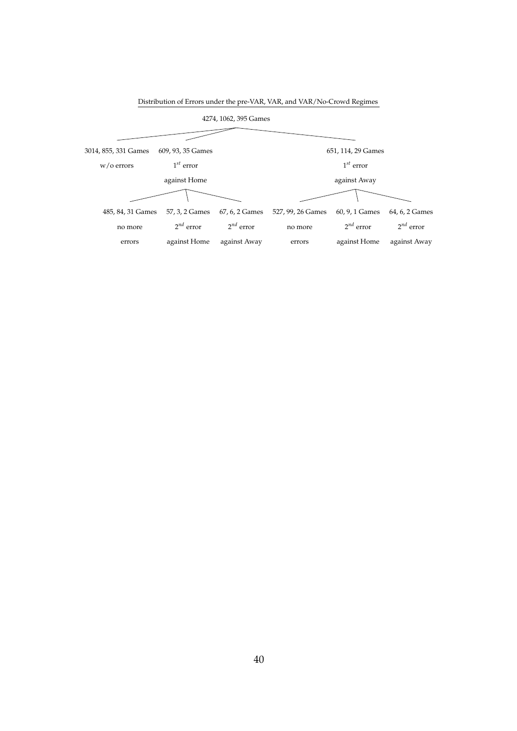Distribution of Errors under the pre-VAR, VAR, and VAR/No-Crowd Regimes

4274, 1062, 395 Games

- 3014, 855, 331 Games
  w/o errors
- 609, 93, 35 Games
  $1^{st}$ error
  against Home
  - 485, 84, 31 Games
    no more
    errors
  - 57, 3, 2 Games
    $2^{nd}$ error
    against Home
  - 67, 6, 2 Games
    $2^{nd}$ error
    against Away
- 651, 114, 29 Games
  $1^{st}$ error
  against Away
  - 527, 99, 26 Games
    no more
    errors
  - 60, 9, 1 Games
    $2^{nd}$ error
    against Home
  - 64, 6, 2 Games
    $2^{nd}$ error
    against Away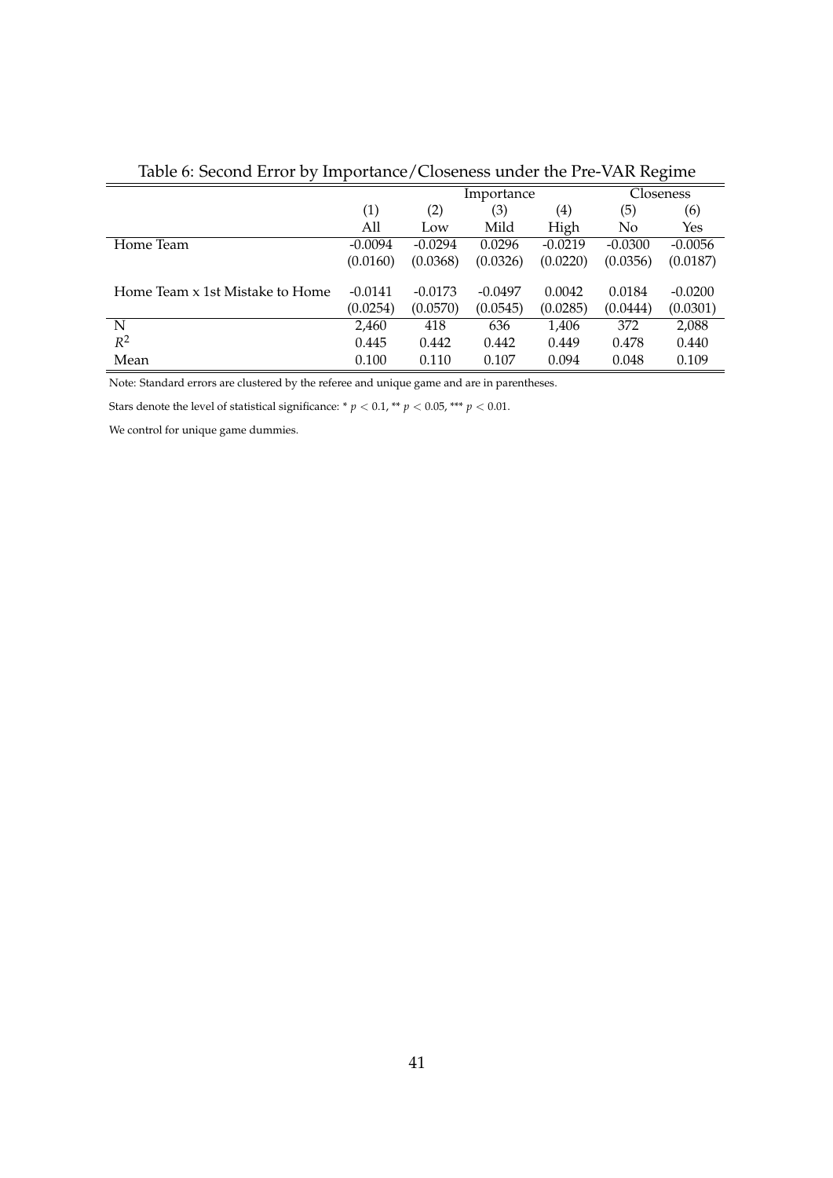Table 6: Second Error by Importance/Closeness under the Pre-VAR Regime

| | | Importance | | | Closeness | |
|---|---|---|---|---|---|---|
| | (1) | (2) | (3) | (4) | (5) | (6) |
| | All | Low | Mild | High | No | Yes |
| Home Team | -0.0094 | -0.0294 | 0.0296 | -0.0219 | -0.0300 | -0.0056 |
| | (0.0160) | (0.0368) | (0.0326) | (0.0220) | (0.0356) | (0.0187) |
| Home Team x 1st Mistake to Home | -0.0141 | -0.0173 | -0.0497 | 0.0042 | 0.0184 | -0.0200 |
| | (0.0254) | (0.0570) | (0.0545) | (0.0285) | (0.0444) | (0.0301) |
| N | 2,460 | 418 | 636 | 1,406 | 372 | 2,088 |
| $R^2$ | 0.445 | 0.442 | 0.442 | 0.449 | 0.478 | 0.440 |
| Mean | 0.100 | 0.110 | 0.107 | 0.094 | 0.048 | 0.109 |

Note: Standard errors are clustered by the referee and unique game and are in parentheses.

Stars denote the level of statistical significance: * $p < 0.1$, ** $p < 0.05$, *** $p < 0.01$.

We control for unique game dummies.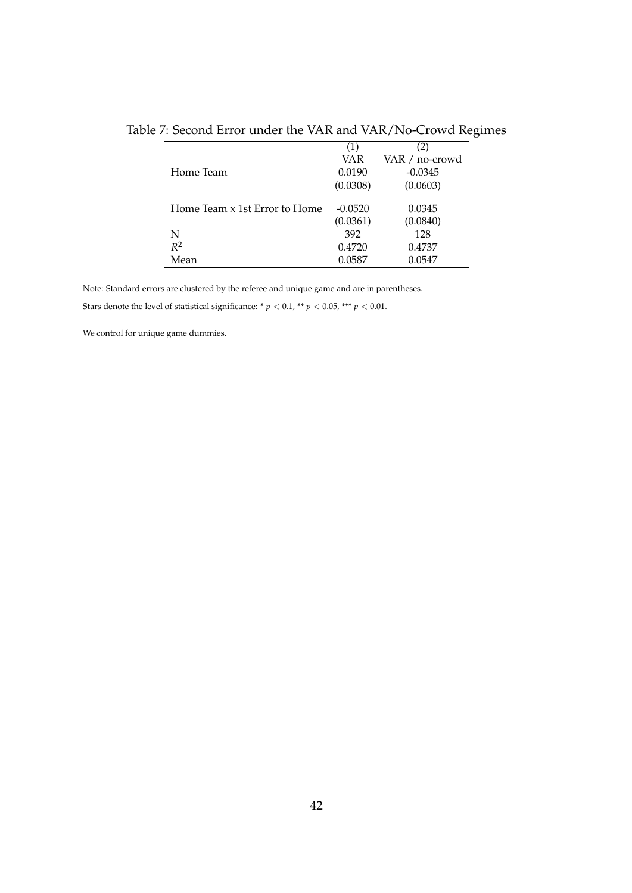Table 7: Second Error under the VAR and VAR/No-Crowd Regimes

| | (1) | (2) |
|---|---|---|
| | VAR | VAR / no-crowd |
| Home Team | 0.0190 | -0.0345 |
| | (0.0308) | (0.0603) |
| Home Team x 1st Error to Home | -0.0520 | 0.0345 |
| | (0.0361) | (0.0840) |
| N | 392 | 128 |
| $R^2$ | 0.4720 | 0.4737 |
| Mean | 0.0587 | 0.0547 |

Note: Standard errors are clustered by the referee and unique game and are in parentheses.

Stars denote the level of statistical significance: * $p < 0.1$, ** $p < 0.05$, *** $p < 0.01$.

We control for unique game dummies.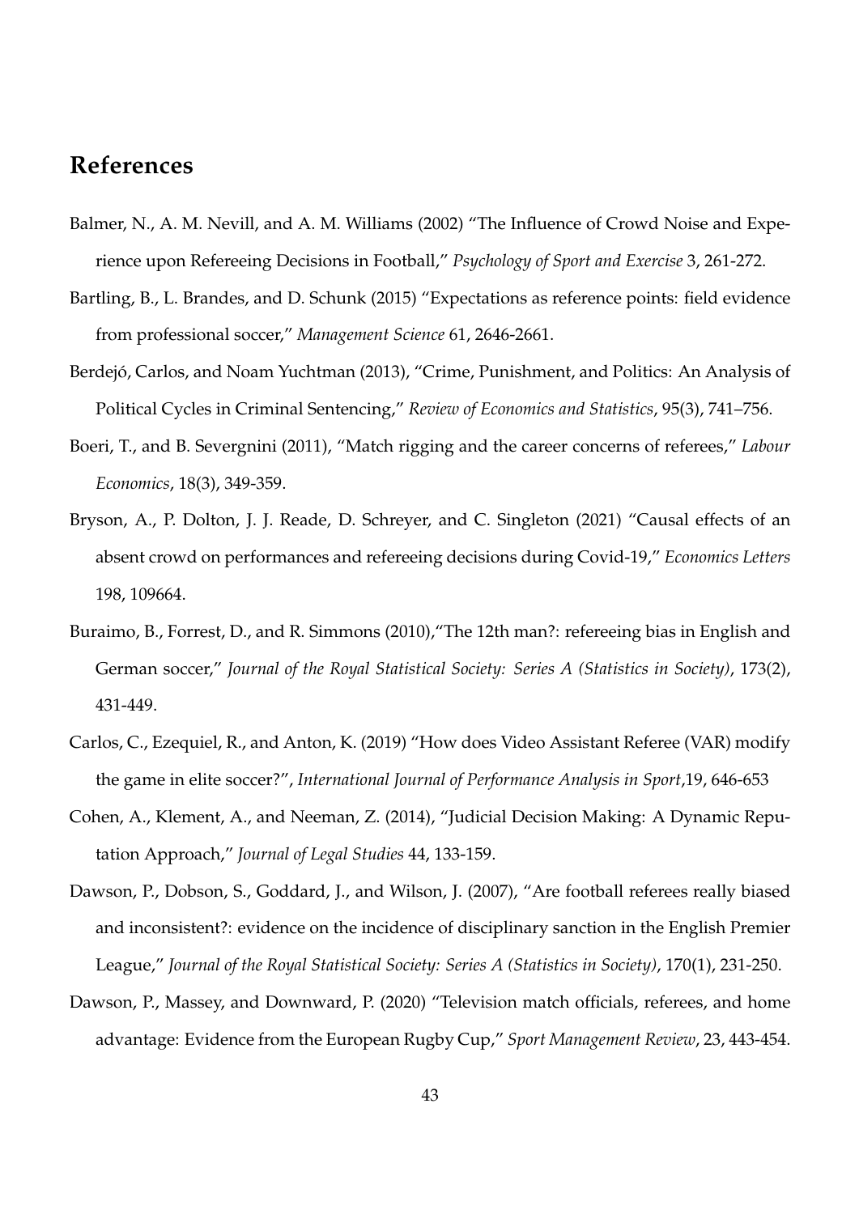## References

Balmer, N., A. M. Nevill, and A. M. Williams (2002) "The Influence of Crowd Noise and Experience upon Refereeing Decisions in Football," *Psychology of Sport and Exercise* 3, 261-272.

Bartling, B., L. Brandes, and D. Schunk (2015) "Expectations as reference points: field evidence from professional soccer," *Management Science* 61, 2646-2661.

Berdejó, Carlos, and Noam Yuchtman (2013), "Crime, Punishment, and Politics: An Analysis of Political Cycles in Criminal Sentencing," *Review of Economics and Statistics*, 95(3), 741–756.

Boeri, T., and B. Severgnini (2011), "Match rigging and the career concerns of referees," *Labour Economics*, 18(3), 349-359.

Bryson, A., P. Dolton, J. J. Reade, D. Schreyer, and C. Singleton (2021) "Causal effects of an absent crowd on performances and refereeing decisions during Covid-19," *Economics Letters* 198, 109664.

Buraimo, B., Forrest, D., and R. Simmons (2010),"The 12th man?: refereeing bias in English and German soccer," *Journal of the Royal Statistical Society: Series A (Statistics in Society)*, 173(2), 431-449.

Carlos, C., Ezequiel, R., and Anton, K. (2019) "How does Video Assistant Referee (VAR) modify the game in elite soccer?", *International Journal of Performance Analysis in Sport*,19, 646-653

Cohen, A., Klement, A., and Neeman, Z. (2014), "Judicial Decision Making: A Dynamic Reputation Approach," *Journal of Legal Studies* 44, 133-159.

Dawson, P., Dobson, S., Goddard, J., and Wilson, J. (2007), "Are football referees really biased and inconsistent?: evidence on the incidence of disciplinary sanction in the English Premier League," *Journal of the Royal Statistical Society: Series A (Statistics in Society)*, 170(1), 231-250.

Dawson, P., Massey, and Downward, P. (2020) "Television match officials, referees, and home advantage: Evidence from the European Rugby Cup," *Sport Management Review*, 23, 443-454.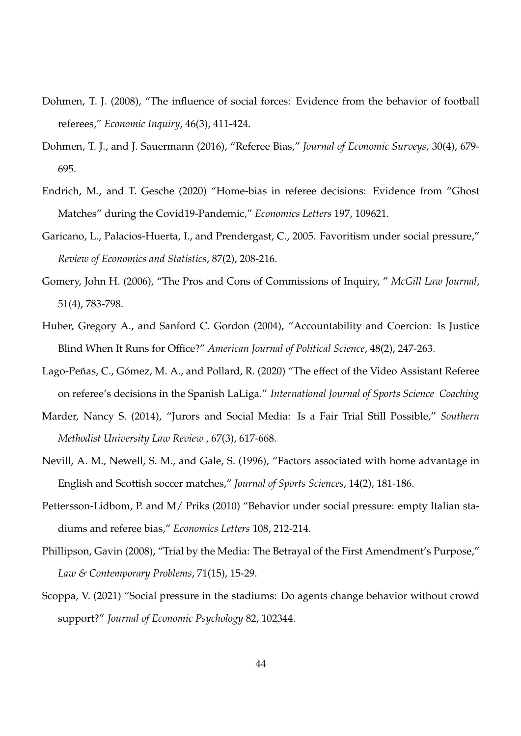Dohmen, T. J. (2008), "The influence of social forces: Evidence from the behavior of football referees," *Economic Inquiry*, 46(3), 411-424.

Dohmen, T. J., and J. Sauermann (2016), "Referee Bias," *Journal of Economic Surveys*, 30(4), 679-695.

Endrich, M., and T. Gesche (2020) "Home-bias in referee decisions: Evidence from "Ghost Matches" during the Covid19-Pandemic," *Economics Letters* 197, 109621.

Garicano, L., Palacios-Huerta, I., and Prendergast, C., 2005. Favoritism under social pressure," *Review of Economics and Statistics*, 87(2), 208-216.

Gomery, John H. (2006), "The Pros and Cons of Commissions of Inquiry, " *McGill Law Journal*, 51(4), 783-798.

Huber, Gregory A., and Sanford C. Gordon (2004), "Accountability and Coercion: Is Justice Blind When It Runs for Office?" *American Journal of Political Science*, 48(2), 247-263.

Lago-Peñas, C., Gómez, M. A., and Pollard, R. (2020) "The effect of the Video Assistant Referee on referee's decisions in the Spanish LaLiga." *International Journal of Sports Science Coaching*

Marder, Nancy S. (2014), "Jurors and Social Media: Is a Fair Trial Still Possible," *Southern Methodist University Law Review* , 67(3), 617-668.

Nevill, A. M., Newell, S. M., and Gale, S. (1996), "Factors associated with home advantage in English and Scottish soccer matches," *Journal of Sports Sciences*, 14(2), 181-186.

Pettersson-Lidbom, P. and M/ Priks (2010) "Behavior under social pressure: empty Italian stadiums and referee bias," *Economics Letters* 108, 212-214.

Phillipson, Gavin (2008), "Trial by the Media: The Betrayal of the First Amendment's Purpose," *Law & Contemporary Problems*, 71(15), 15-29.

Scoppa, V. (2021) "Social pressure in the stadiums: Do agents change behavior without crowd support?" *Journal of Economic Psychology* 82, 102344.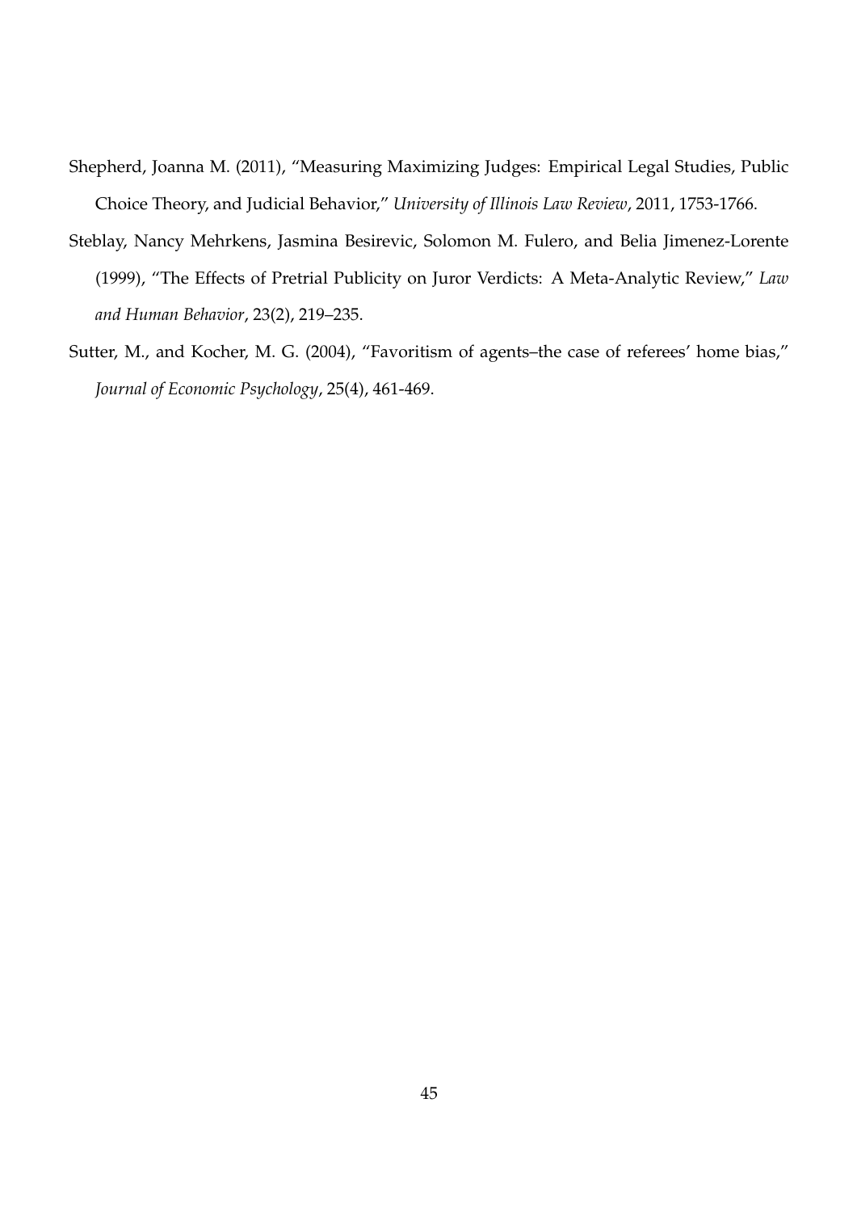Shepherd, Joanna M. (2011), "Measuring Maximizing Judges: Empirical Legal Studies, Public Choice Theory, and Judicial Behavior," *University of Illinois Law Review*, 2011, 1753-1766.

Steblay, Nancy Mehrkens, Jasmina Besirevic, Solomon M. Fulero, and Belia Jimenez-Lorente (1999), "The Effects of Pretrial Publicity on Juror Verdicts: A Meta-Analytic Review," *Law and Human Behavior*, 23(2), 219–235.

Sutter, M., and Kocher, M. G. (2004), "Favoritism of agents–the case of referees' home bias," *Journal of Economic Psychology*, 25(4), 461-469.